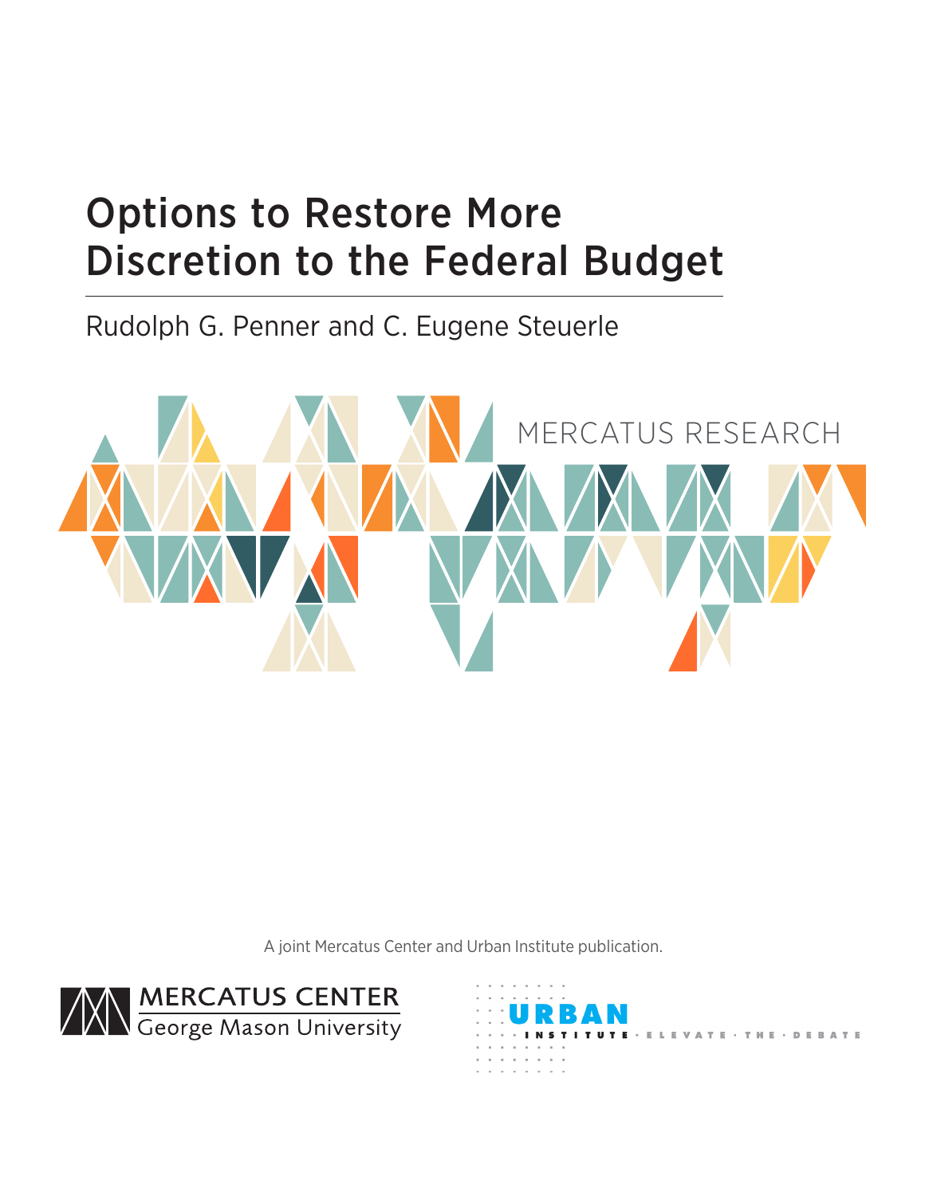# Options to Restore More Discretion to the Federal Budget

Rudolph G. Penner and C. Eugene Steuerle

MERCATUS RESEARCH

A joint Mercatus Center and Urban Institute publication.

MERCATUS CENTER
George Mason University

URBAN INSTITUTE · ELEVATE · THE · DEBATE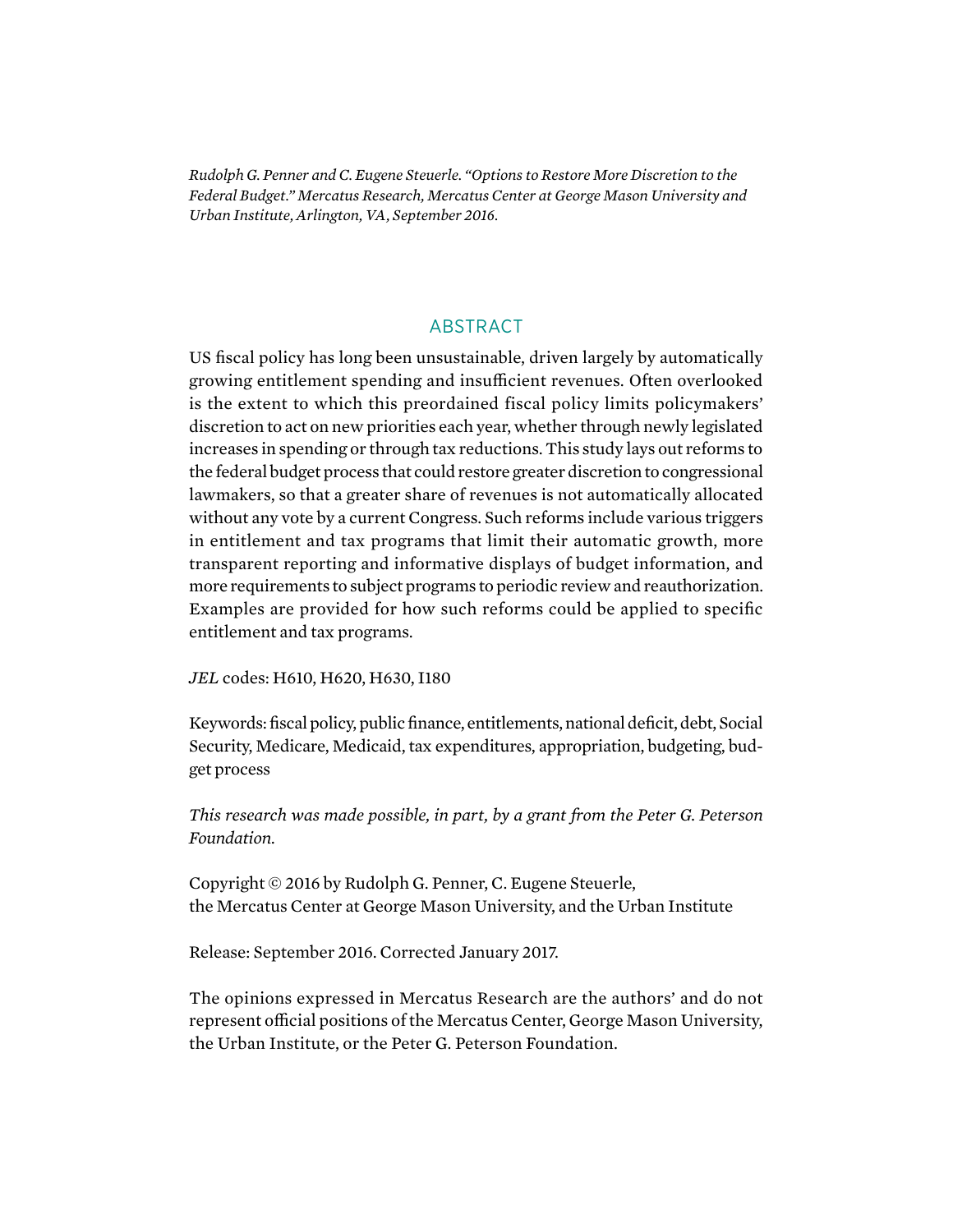*Rudolph G. Penner and C. Eugene Steuerle. "Options to Restore More Discretion to the Federal Budget." Mercatus Research, Mercatus Center at George Mason University and Urban Institute, Arlington, VA, September 2016.*

## ABSTRACT

US fiscal policy has long been unsustainable, driven largely by automatically growing entitlement spending and insufficient revenues. Often overlooked is the extent to which this preordained fiscal policy limits policymakers' discretion to act on new priorities each year, whether through newly legislated increases in spending or through tax reductions. This study lays out reforms to the federal budget process that could restore greater discretion to congressional lawmakers, so that a greater share of revenues is not automatically allocated without any vote by a current Congress. Such reforms include various triggers in entitlement and tax programs that limit their automatic growth, more transparent reporting and informative displays of budget information, and more requirements to subject programs to periodic review and reauthorization. Examples are provided for how such reforms could be applied to specific entitlement and tax programs.

*JEL* codes: H610, H620, H630, I180

Keywords: fiscal policy, public finance, entitlements, national deficit, debt, Social Security, Medicare, Medicaid, tax expenditures, appropriation, budgeting, budget process

*This research was made possible, in part, by a grant from the Peter G. Peterson Foundation.*

Copyright © 2016 by Rudolph G. Penner, C. Eugene Steuerle, the Mercatus Center at George Mason University, and the Urban Institute

Release: September 2016. Corrected January 2017.

The opinions expressed in Mercatus Research are the authors' and do not represent official positions of the Mercatus Center, George Mason University, the Urban Institute, or the Peter G. Peterson Foundation.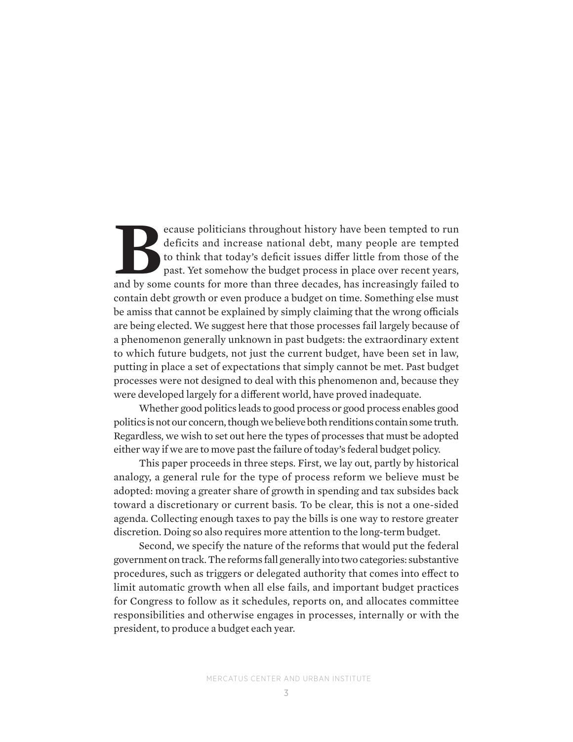Because politicians throughout history have been tempted to run deficits and increase national debt, many people are tempted to think that today's deficit issues differ little from those of the past. Yet somehow the budget process in place over recent years, and by some counts for more than three decades, has increasingly failed to contain debt growth or even produce a budget on time. Something else must be amiss that cannot be explained by simply claiming that the wrong officials are being elected. We suggest here that those processes fail largely because of a phenomenon generally unknown in past budgets: the extraordinary extent to which future budgets, not just the current budget, have been set in law, putting in place a set of expectations that simply cannot be met. Past budget processes were not designed to deal with this phenomenon and, because they were developed largely for a different world, have proved inadequate.

Whether good politics leads to good process or good process enables good politics is not our concern, though we believe both renditions contain some truth. Regardless, we wish to set out here the types of processes that must be adopted either way if we are to move past the failure of today's federal budget policy.

This paper proceeds in three steps. First, we lay out, partly by historical analogy, a general rule for the type of process reform we believe must be adopted: moving a greater share of growth in spending and tax subsides back toward a discretionary or current basis. To be clear, this is not a one-sided agenda. Collecting enough taxes to pay the bills is one way to restore greater discretion. Doing so also requires more attention to the long-term budget.

Second, we specify the nature of the reforms that would put the federal government on track. The reforms fall generally into two categories: substantive procedures, such as triggers or delegated authority that comes into effect to limit automatic growth when all else fails, and important budget practices for Congress to follow as it schedules, reports on, and allocates committee responsibilities and otherwise engages in processes, internally or with the president, to produce a budget each year.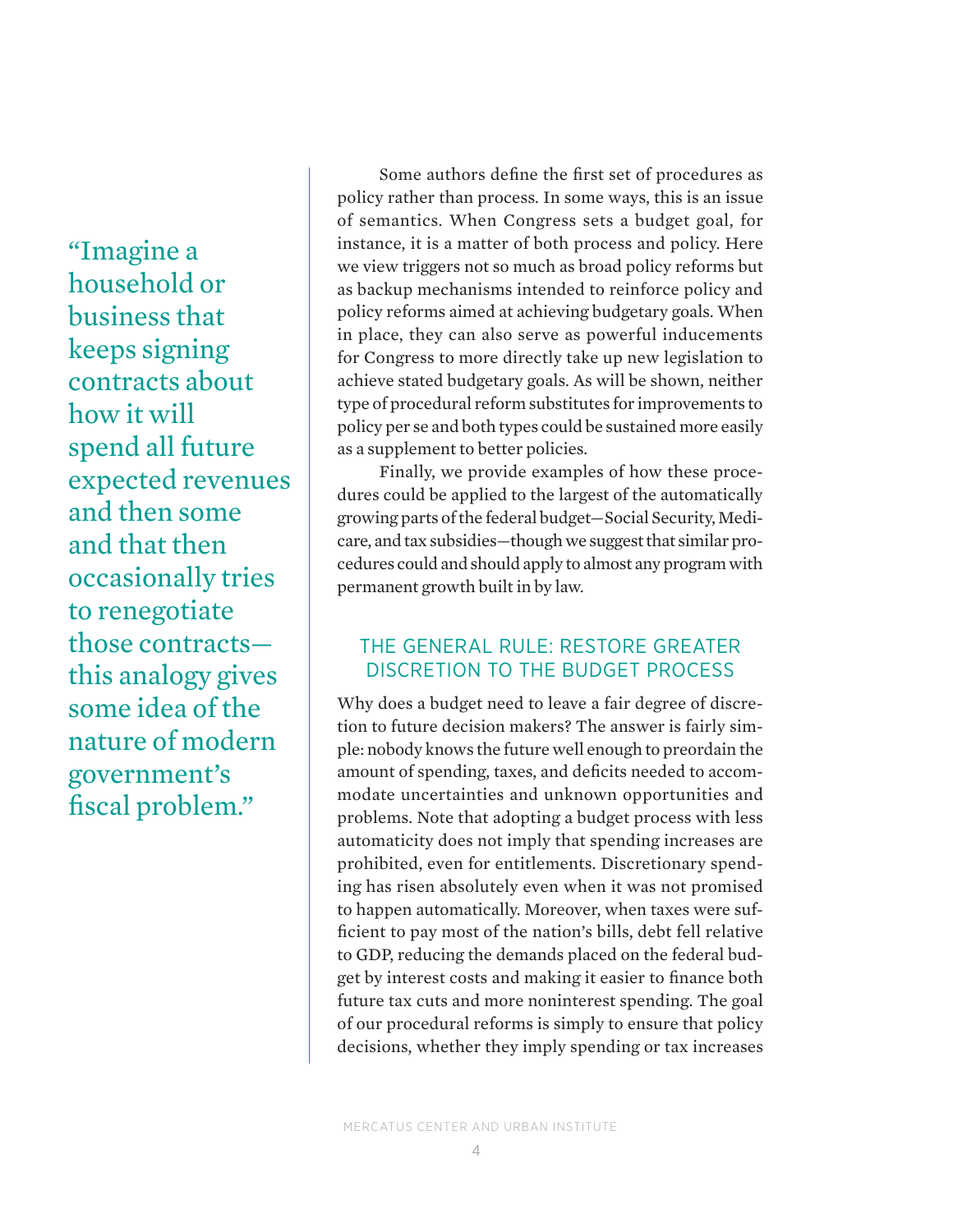> "Imagine a household or business that keeps signing contracts about how it will spend all future expected revenues and then some and that then occasionally tries to renegotiate those contracts—this analogy gives some idea of the nature of modern government's fiscal problem."

Some authors define the first set of procedures as policy rather than process. In some ways, this is an issue of semantics. When Congress sets a budget goal, for instance, it is a matter of both process and policy. Here we view triggers not so much as broad policy reforms but as backup mechanisms intended to reinforce policy and policy reforms aimed at achieving budgetary goals. When in place, they can also serve as powerful inducements for Congress to more directly take up new legislation to achieve stated budgetary goals. As will be shown, neither type of procedural reform substitutes for improvements to policy per se and both types could be sustained more easily as a supplement to better policies.

Finally, we provide examples of how these procedures could be applied to the largest of the automatically growing parts of the federal budget—Social Security, Medicare, and tax subsidies—though we suggest that similar procedures could and should apply to almost any program with permanent growth built in by law.

## THE GENERAL RULE: RESTORE GREATER DISCRETION TO THE BUDGET PROCESS

Why does a budget need to leave a fair degree of discretion to future decision makers? The answer is fairly simple: nobody knows the future well enough to preordain the amount of spending, taxes, and deficits needed to accommodate uncertainties and unknown opportunities and problems. Note that adopting a budget process with less automaticity does not imply that spending increases are prohibited, even for entitlements. Discretionary spending has risen absolutely even when it was not promised to happen automatically. Moreover, when taxes were sufficient to pay most of the nation's bills, debt fell relative to GDP, reducing the demands placed on the federal budget by interest costs and making it easier to finance both future tax cuts and more noninterest spending. The goal of our procedural reforms is simply to ensure that policy decisions, whether they imply spending or tax increases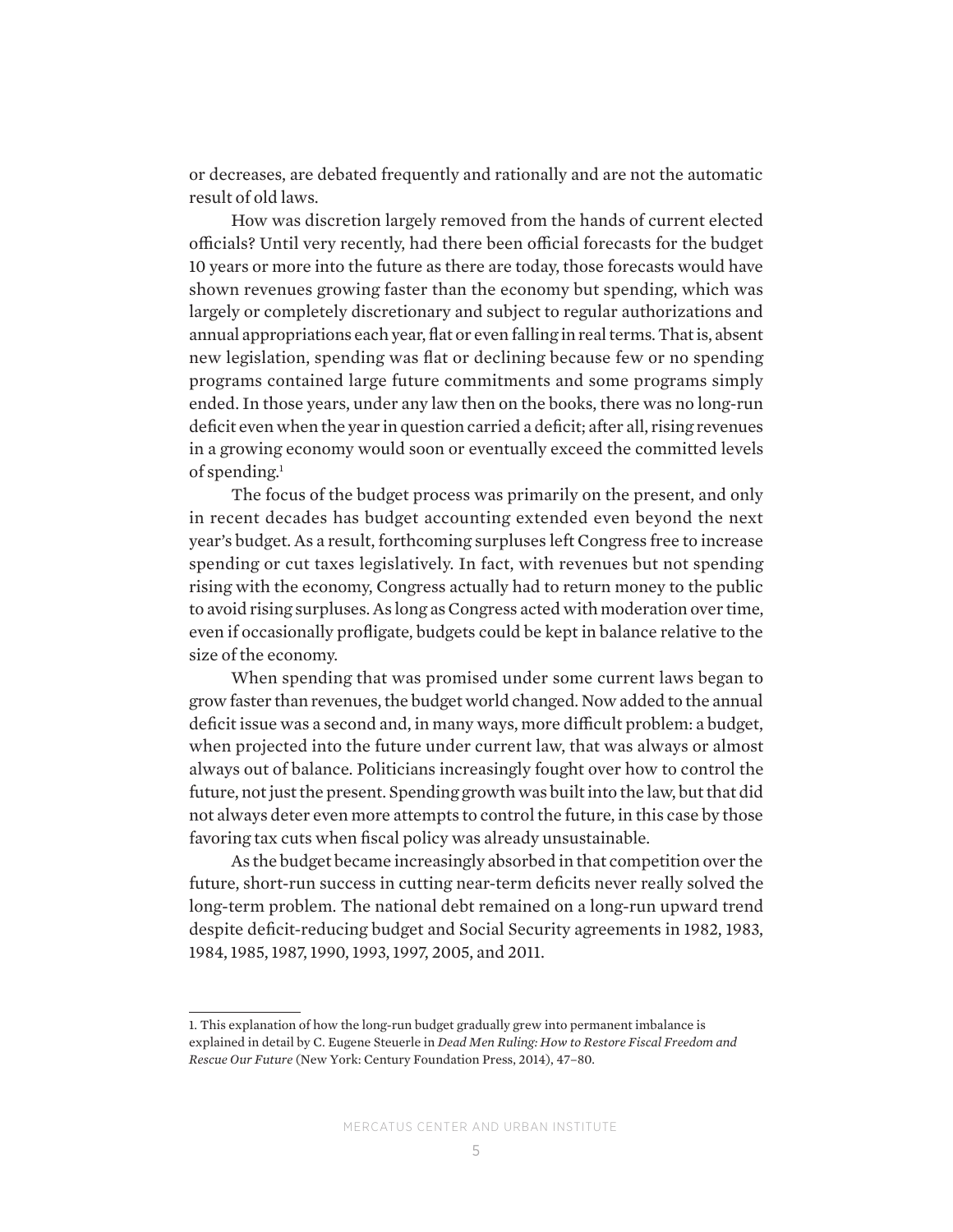or decreases, are debated frequently and rationally and are not the automatic result of old laws.

How was discretion largely removed from the hands of current elected officials? Until very recently, had there been official forecasts for the budget 10 years or more into the future as there are today, those forecasts would have shown revenues growing faster than the economy but spending, which was largely or completely discretionary and subject to regular authorizations and annual appropriations each year, flat or even falling in real terms. That is, absent new legislation, spending was flat or declining because few or no spending programs contained large future commitments and some programs simply ended. In those years, under any law then on the books, there was no long-run deficit even when the year in question carried a deficit; after all, rising revenues in a growing economy would soon or eventually exceed the committed levels of spending.[1]

The focus of the budget process was primarily on the present, and only in recent decades has budget accounting extended even beyond the next year's budget. As a result, forthcoming surpluses left Congress free to increase spending or cut taxes legislatively. In fact, with revenues but not spending rising with the economy, Congress actually had to return money to the public to avoid rising surpluses. As long as Congress acted with moderation over time, even if occasionally profligate, budgets could be kept in balance relative to the size of the economy.

When spending that was promised under some current laws began to grow faster than revenues, the budget world changed. Now added to the annual deficit issue was a second and, in many ways, more difficult problem: a budget, when projected into the future under current law, that was always or almost always out of balance. Politicians increasingly fought over how to control the future, not just the present. Spending growth was built into the law, but that did not always deter even more attempts to control the future, in this case by those favoring tax cuts when fiscal policy was already unsustainable.

As the budget became increasingly absorbed in that competition over the future, short-run success in cutting near-term deficits never really solved the long-term problem. The national debt remained on a long-run upward trend despite deficit-reducing budget and Social Security agreements in 1982, 1983, 1984, 1985, 1987, 1990, 1993, 1997, 2005, and 2011.

---

1. This explanation of how the long-run budget gradually grew into permanent imbalance is explained in detail by C. Eugene Steuerle in *Dead Men Ruling: How to Restore Fiscal Freedom and Rescue Our Future* (New York: Century Foundation Press, 2014), 47–80.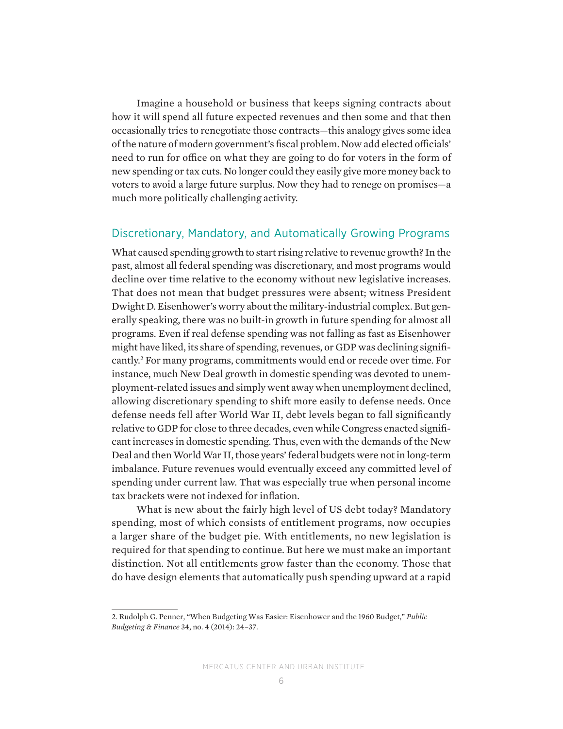Imagine a household or business that keeps signing contracts about how it will spend all future expected revenues and then some and that then occasionally tries to renegotiate those contracts—this analogy gives some idea of the nature of modern government's fiscal problem. Now add elected officials' need to run for office on what they are going to do for voters in the form of new spending or tax cuts. No longer could they easily give more money back to voters to avoid a large future surplus. Now they had to renege on promises—a much more politically challenging activity.

## Discretionary, Mandatory, and Automatically Growing Programs

What caused spending growth to start rising relative to revenue growth? In the past, almost all federal spending was discretionary, and most programs would decline over time relative to the economy without new legislative increases. That does not mean that budget pressures were absent; witness President Dwight D. Eisenhower's worry about the military-industrial complex. But generally speaking, there was no built-in growth in future spending for almost all programs. Even if real defense spending was not falling as fast as Eisenhower might have liked, its share of spending, revenues, or GDP was declining significantly.[2] For many programs, commitments would end or recede over time. For instance, much New Deal growth in domestic spending was devoted to unemployment-related issues and simply went away when unemployment declined, allowing discretionary spending to shift more easily to defense needs. Once defense needs fell after World War II, debt levels began to fall significantly relative to GDP for close to three decades, even while Congress enacted significant increases in domestic spending. Thus, even with the demands of the New Deal and then World War II, those years' federal budgets were not in long-term imbalance. Future revenues would eventually exceed any committed level of spending under current law. That was especially true when personal income tax brackets were not indexed for inflation.

What is new about the fairly high level of US debt today? Mandatory spending, most of which consists of entitlement programs, now occupies a larger share of the budget pie. With entitlements, no new legislation is required for that spending to continue. But here we must make an important distinction. Not all entitlements grow faster than the economy. Those that do have design elements that automatically push spending upward at a rapid

---

2. Rudolph G. Penner, "When Budgeting Was Easier: Eisenhower and the 1960 Budget," *Public Budgeting & Finance* 34, no. 4 (2014): 24–37.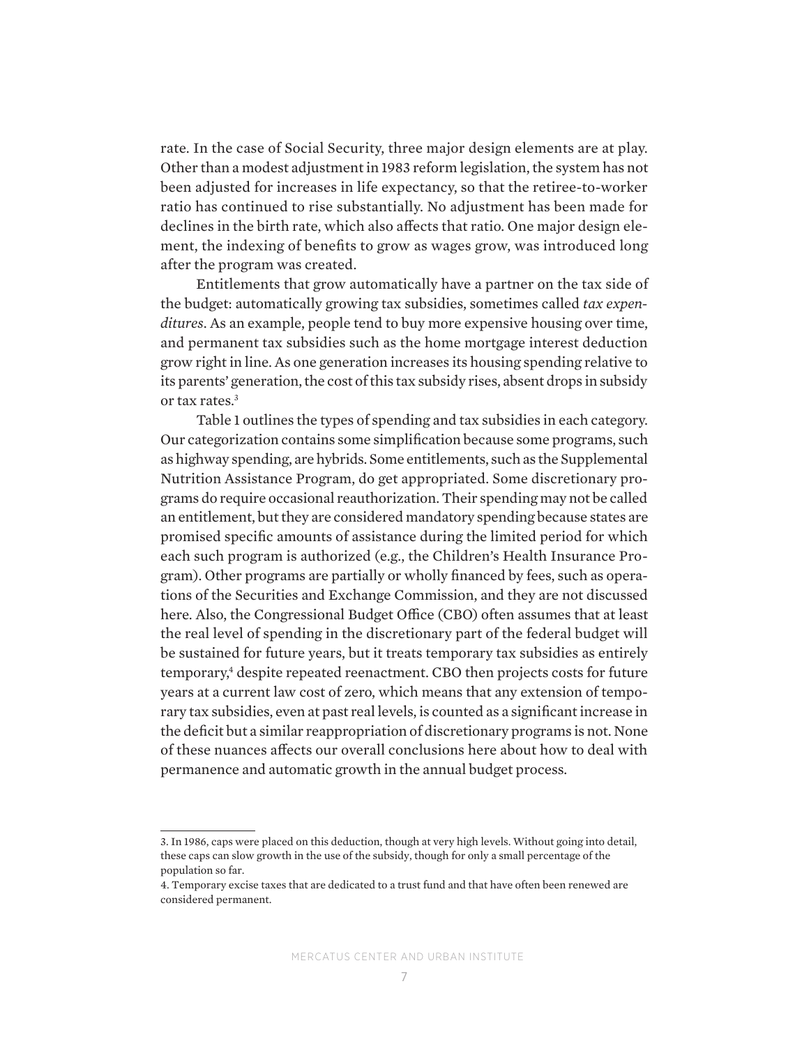rate. In the case of Social Security, three major design elements are at play. Other than a modest adjustment in 1983 reform legislation, the system has not been adjusted for increases in life expectancy, so that the retiree-to-worker ratio has continued to rise substantially. No adjustment has been made for declines in the birth rate, which also affects that ratio. One major design element, the indexing of benefits to grow as wages grow, was introduced long after the program was created.

Entitlements that grow automatically have a partner on the tax side of the budget: automatically growing tax subsidies, sometimes called *tax expenditures*. As an example, people tend to buy more expensive housing over time, and permanent tax subsidies such as the home mortgage interest deduction grow right in line. As one generation increases its housing spending relative to its parents' generation, the cost of this tax subsidy rises, absent drops in subsidy or tax rates.[3]

Table 1 outlines the types of spending and tax subsidies in each category. Our categorization contains some simplification because some programs, such as highway spending, are hybrids. Some entitlements, such as the Supplemental Nutrition Assistance Program, do get appropriated. Some discretionary programs do require occasional reauthorization. Their spending may not be called an entitlement, but they are considered mandatory spending because states are promised specific amounts of assistance during the limited period for which each such program is authorized (e.g., the Children's Health Insurance Program). Other programs are partially or wholly financed by fees, such as operations of the Securities and Exchange Commission, and they are not discussed here. Also, the Congressional Budget Office (CBO) often assumes that at least the real level of spending in the discretionary part of the federal budget will be sustained for future years, but it treats temporary tax subsidies as entirely temporary,[4] despite repeated reenactment. CBO then projects costs for future years at a current law cost of zero, which means that any extension of temporary tax subsidies, even at past real levels, is counted as a significant increase in the deficit but a similar reappropriation of discretionary programs is not. None of these nuances affects our overall conclusions here about how to deal with permanence and automatic growth in the annual budget process.

---

3. In 1986, caps were placed on this deduction, though at very high levels. Without going into detail, these caps can slow growth in the use of the subsidy, though for only a small percentage of the population so far.

4. Temporary excise taxes that are dedicated to a trust fund and that have often been renewed are considered permanent.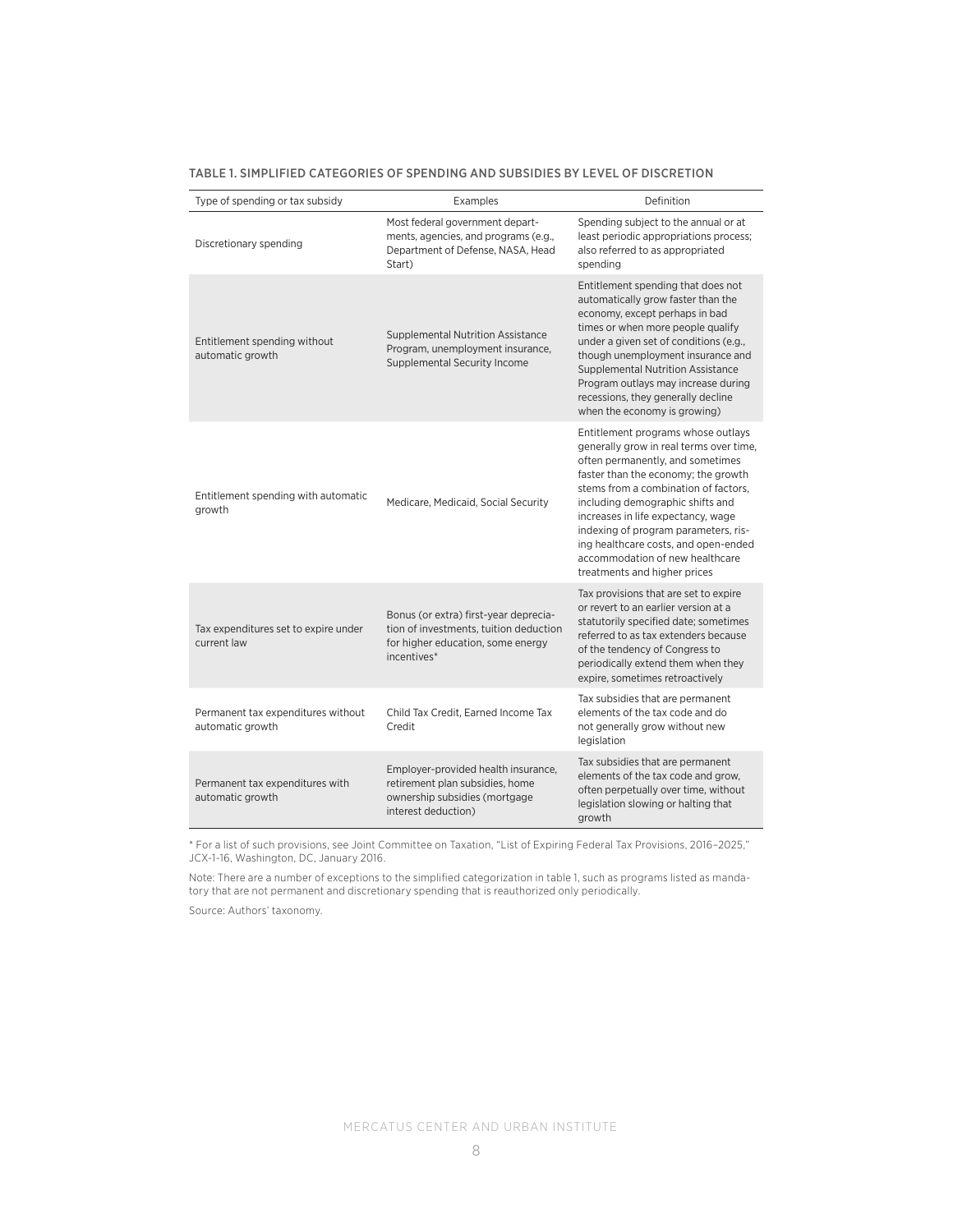TABLE 1. SIMPLIFIED CATEGORIES OF SPENDING AND SUBSIDIES BY LEVEL OF DISCRETION

| Type of spending or tax subsidy | Examples | Definition |
|---|---|---|
| Discretionary spending | Most federal government departments, agencies, and programs (e.g., Department of Defense, NASA, Head Start) | Spending subject to the annual or at least periodic appropriations process; also referred to as appropriated spending |
| Entitlement spending without automatic growth | Supplemental Nutrition Assistance Program, unemployment insurance, Supplemental Security Income | Entitlement spending that does not automatically grow faster than the economy, except perhaps in bad times or when more people qualify under a given set of conditions (e.g., though unemployment insurance and Supplemental Nutrition Assistance Program outlays may increase during recessions, they generally decline when the economy is growing) |
| Entitlement spending with automatic growth | Medicare, Medicaid, Social Security | Entitlement programs whose outlays generally grow in real terms over time, often permanently, and sometimes faster than the economy; the growth stems from a combination of factors, including demographic shifts and increases in life expectancy, wage indexing of program parameters, rising healthcare costs, and open-ended accommodation of new healthcare treatments and higher prices |
| Tax expenditures set to expire under current law | Bonus (or extra) first-year depreciation of investments, tuition deduction for higher education, some energy incentives* | Tax provisions that are set to expire or revert to an earlier version at a statutorily specified date; sometimes referred to as tax extenders because of the tendency of Congress to periodically extend them when they expire, sometimes retroactively |
| Permanent tax expenditures without automatic growth | Child Tax Credit, Earned Income Tax Credit | Tax subsidies that are permanent elements of the tax code and do not generally grow without new legislation |
| Permanent tax expenditures with automatic growth | Employer-provided health insurance, retirement plan subsidies, home ownership subsidies (mortgage interest deduction) | Tax subsidies that are permanent elements of the tax code and grow, often perpetually over time, without legislation slowing or halting that growth |

* For a list of such provisions, see Joint Committee on Taxation, "List of Expiring Federal Tax Provisions, 2016–2025," JCX-1-16, Washington, DC, January 2016.

Note: There are a number of exceptions to the simplified categorization in table 1, such as programs listed as mandatory that are not permanent and discretionary spending that is reauthorized only periodically.

Source: Authors' taxonomy.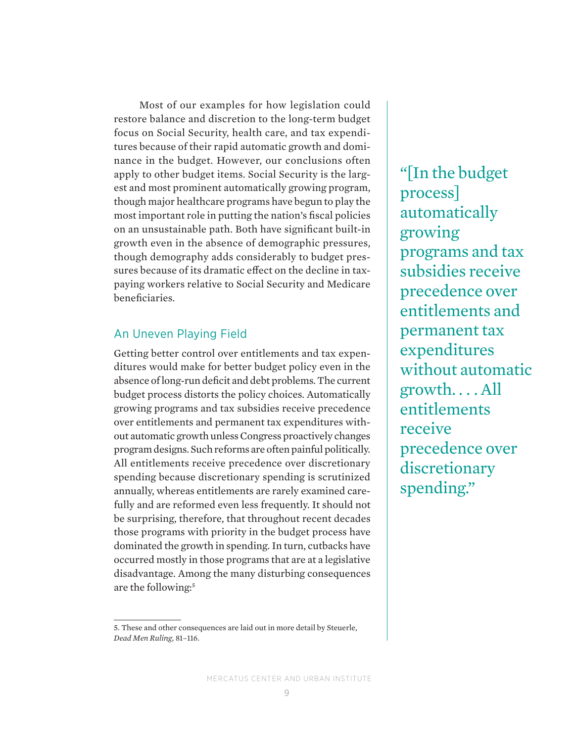Most of our examples for how legislation could restore balance and discretion to the long-term budget focus on Social Security, health care, and tax expenditures because of their rapid automatic growth and dominance in the budget. However, our conclusions often apply to other budget items. Social Security is the largest and most prominent automatically growing program, though major healthcare programs have begun to play the most important role in putting the nation's fiscal policies on an unsustainable path. Both have significant built-in growth even in the absence of demographic pressures, though demography adds considerably to budget pressures because of its dramatic effect on the decline in tax-paying workers relative to Social Security and Medicare beneficiaries.

## An Uneven Playing Field

Getting better control over entitlements and tax expenditures would make for better budget policy even in the absence of long-run deficit and debt problems. The current budget process distorts the policy choices. Automatically growing programs and tax subsidies receive precedence over entitlements and permanent tax expenditures without automatic growth unless Congress proactively changes program designs. Such reforms are often painful politically. All entitlements receive precedence over discretionary spending because discretionary spending is scrutinized annually, whereas entitlements are rarely examined carefully and are reformed even less frequently. It should not be surprising, therefore, that throughout recent decades those programs with priority in the budget process have dominated the growth in spending. In turn, cutbacks have occurred mostly in those programs that are at a legislative disadvantage. Among the many disturbing consequences are the following:[5]

> "[In the budget process] automatically growing programs and tax subsidies receive precedence over entitlements and permanent tax expenditures without automatic growth. . . . All entitlements receive precedence over discretionary spending."

5. These and other consequences are laid out in more detail by Steuerle, *Dead Men Ruling*, 81–116.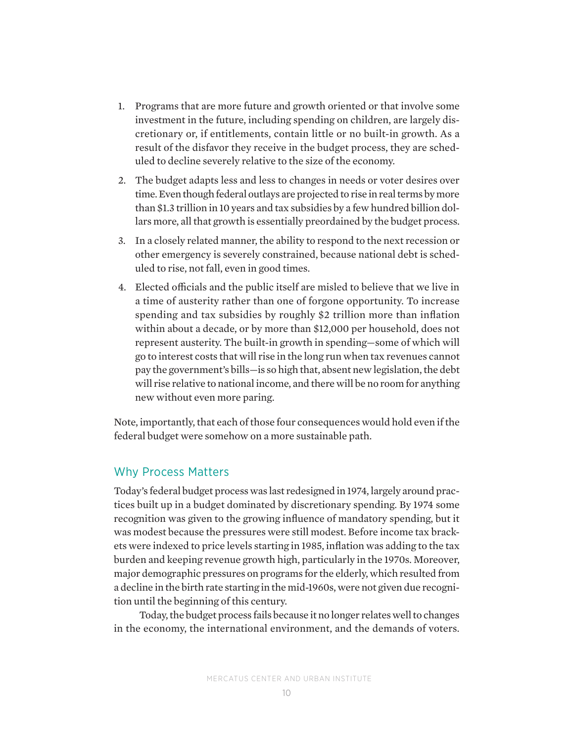1. Programs that are more future and growth oriented or that involve some investment in the future, including spending on children, are largely discretionary or, if entitlements, contain little or no built-in growth. As a result of the disfavor they receive in the budget process, they are scheduled to decline severely relative to the size of the economy.
2. The budget adapts less and less to changes in needs or voter desires over time. Even though federal outlays are projected to rise in real terms by more than $1.3 trillion in 10 years and tax subsidies by a few hundred billion dollars more, all that growth is essentially preordained by the budget process.
3. In a closely related manner, the ability to respond to the next recession or other emergency is severely constrained, because national debt is scheduled to rise, not fall, even in good times.
4. Elected officials and the public itself are misled to believe that we live in a time of austerity rather than one of forgone opportunity. To increase spending and tax subsidies by roughly $2 trillion more than inflation within about a decade, or by more than $12,000 per household, does not represent austerity. The built-in growth in spending—some of which will go to interest costs that will rise in the long run when tax revenues cannot pay the government's bills—is so high that, absent new legislation, the debt will rise relative to national income, and there will be no room for anything new without even more paring.

Note, importantly, that each of those four consequences would hold even if the federal budget were somehow on a more sustainable path.

## Why Process Matters

Today's federal budget process was last redesigned in 1974, largely around practices built up in a budget dominated by discretionary spending. By 1974 some recognition was given to the growing influence of mandatory spending, but it was modest because the pressures were still modest. Before income tax brackets were indexed to price levels starting in 1985, inflation was adding to the tax burden and keeping revenue growth high, particularly in the 1970s. Moreover, major demographic pressures on programs for the elderly, which resulted from a decline in the birth rate starting in the mid-1960s, were not given due recognition until the beginning of this century.

Today, the budget process fails because it no longer relates well to changes in the economy, the international environment, and the demands of voters.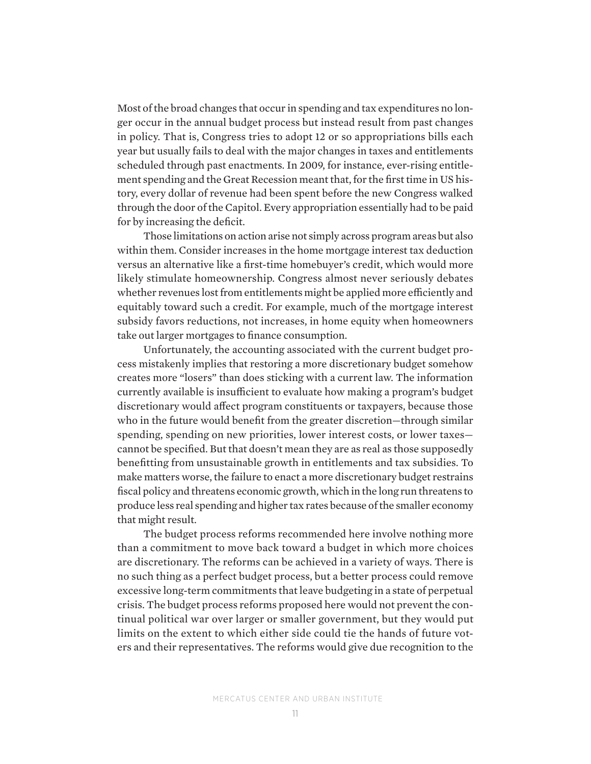Most of the broad changes that occur in spending and tax expenditures no longer occur in the annual budget process but instead result from past changes in policy. That is, Congress tries to adopt 12 or so appropriations bills each year but usually fails to deal with the major changes in taxes and entitlements scheduled through past enactments. In 2009, for instance, ever-rising entitlement spending and the Great Recession meant that, for the first time in US history, every dollar of revenue had been spent before the new Congress walked through the door of the Capitol. Every appropriation essentially had to be paid for by increasing the deficit.

Those limitations on action arise not simply across program areas but also within them. Consider increases in the home mortgage interest tax deduction versus an alternative like a first-time homebuyer's credit, which would more likely stimulate homeownership. Congress almost never seriously debates whether revenues lost from entitlements might be applied more efficiently and equitably toward such a credit. For example, much of the mortgage interest subsidy favors reductions, not increases, in home equity when homeowners take out larger mortgages to finance consumption.

Unfortunately, the accounting associated with the current budget process mistakenly implies that restoring a more discretionary budget somehow creates more "losers" than does sticking with a current law. The information currently available is insufficient to evaluate how making a program's budget discretionary would affect program constituents or taxpayers, because those who in the future would benefit from the greater discretion—through similar spending, spending on new priorities, lower interest costs, or lower taxes—cannot be specified. But that doesn't mean they are as real as those supposedly benefitting from unsustainable growth in entitlements and tax subsidies. To make matters worse, the failure to enact a more discretionary budget restrains fiscal policy and threatens economic growth, which in the long run threatens to produce less real spending and higher tax rates because of the smaller economy that might result.

The budget process reforms recommended here involve nothing more than a commitment to move back toward a budget in which more choices are discretionary. The reforms can be achieved in a variety of ways. There is no such thing as a perfect budget process, but a better process could remove excessive long-term commitments that leave budgeting in a state of perpetual crisis. The budget process reforms proposed here would not prevent the continual political war over larger or smaller government, but they would put limits on the extent to which either side could tie the hands of future voters and their representatives. The reforms would give due recognition to the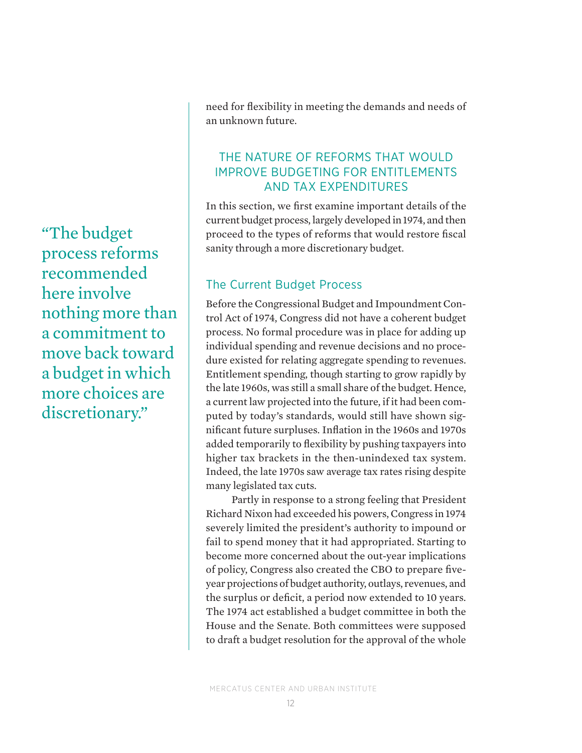need for flexibility in meeting the demands and needs of an unknown future.

> "The budget process reforms recommended here involve nothing more than a commitment to move back toward a budget in which more choices are discretionary."

## THE NATURE OF REFORMS THAT WOULD IMPROVE BUDGETING FOR ENTITLEMENTS AND TAX EXPENDITURES

In this section, we first examine important details of the current budget process, largely developed in 1974, and then proceed to the types of reforms that would restore fiscal sanity through a more discretionary budget.

### The Current Budget Process

Before the Congressional Budget and Impoundment Control Act of 1974, Congress did not have a coherent budget process. No formal procedure was in place for adding up individual spending and revenue decisions and no procedure existed for relating aggregate spending to revenues. Entitlement spending, though starting to grow rapidly by the late 1960s, was still a small share of the budget. Hence, a current law projected into the future, if it had been computed by today's standards, would still have shown significant future surpluses. Inflation in the 1960s and 1970s added temporarily to flexibility by pushing taxpayers into higher tax brackets in the then-unindexed tax system. Indeed, the late 1970s saw average tax rates rising despite many legislated tax cuts.

Partly in response to a strong feeling that President Richard Nixon had exceeded his powers, Congress in 1974 severely limited the president's authority to impound or fail to spend money that it had appropriated. Starting to become more concerned about the out-year implications of policy, Congress also created the CBO to prepare five-year projections of budget authority, outlays, revenues, and the surplus or deficit, a period now extended to 10 years. The 1974 act established a budget committee in both the House and the Senate. Both committees were supposed to draft a budget resolution for the approval of the whole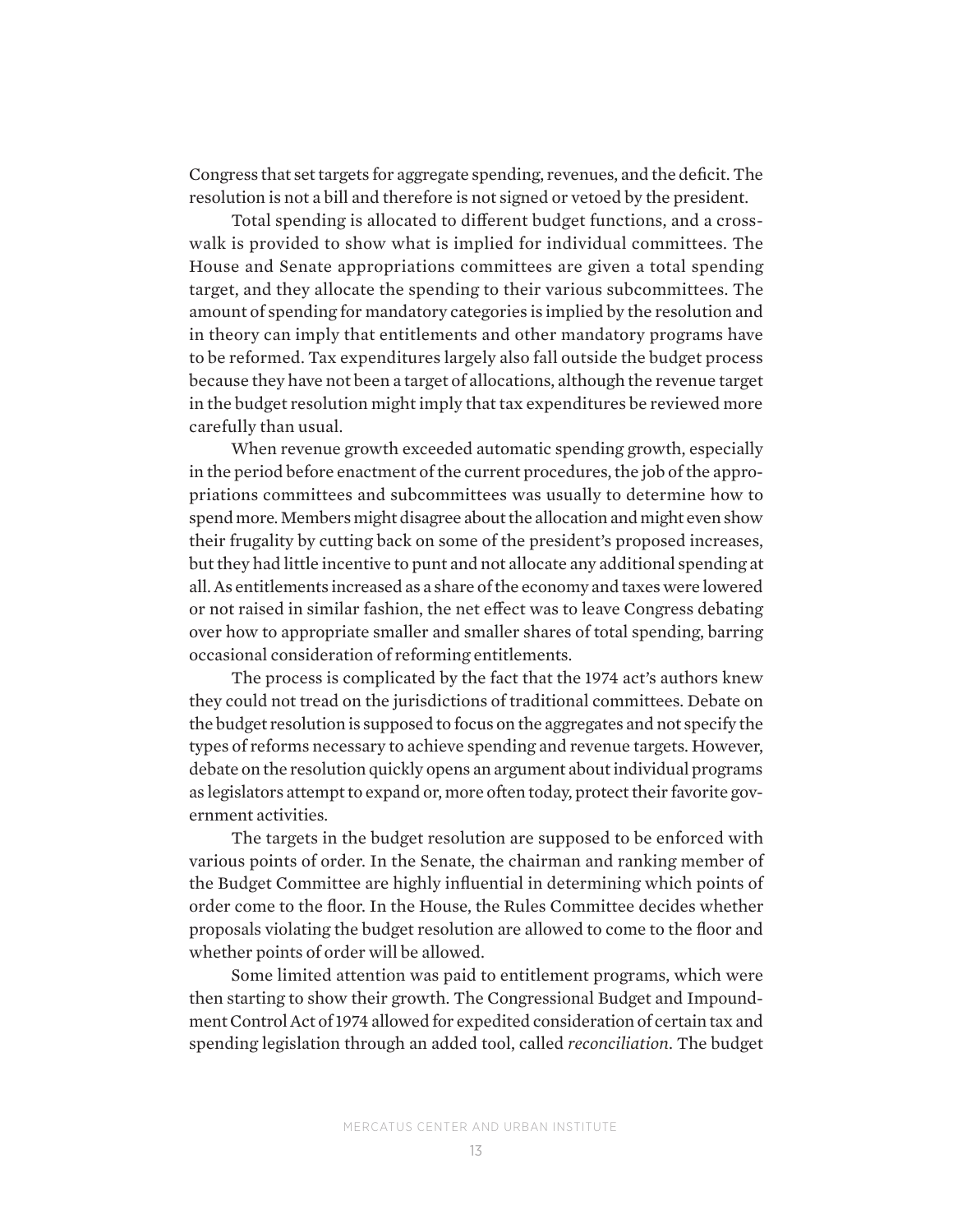Congress that set targets for aggregate spending, revenues, and the deficit. The resolution is not a bill and therefore is not signed or vetoed by the president.

Total spending is allocated to different budget functions, and a crosswalk is provided to show what is implied for individual committees. The House and Senate appropriations committees are given a total spending target, and they allocate the spending to their various subcommittees. The amount of spending for mandatory categories is implied by the resolution and in theory can imply that entitlements and other mandatory programs have to be reformed. Tax expenditures largely also fall outside the budget process because they have not been a target of allocations, although the revenue target in the budget resolution might imply that tax expenditures be reviewed more carefully than usual.

When revenue growth exceeded automatic spending growth, especially in the period before enactment of the current procedures, the job of the appropriations committees and subcommittees was usually to determine how to spend more. Members might disagree about the allocation and might even show their frugality by cutting back on some of the president's proposed increases, but they had little incentive to punt and not allocate any additional spending at all. As entitlements increased as a share of the economy and taxes were lowered or not raised in similar fashion, the net effect was to leave Congress debating over how to appropriate smaller and smaller shares of total spending, barring occasional consideration of reforming entitlements.

The process is complicated by the fact that the 1974 act's authors knew they could not tread on the jurisdictions of traditional committees. Debate on the budget resolution is supposed to focus on the aggregates and not specify the types of reforms necessary to achieve spending and revenue targets. However, debate on the resolution quickly opens an argument about individual programs as legislators attempt to expand or, more often today, protect their favorite government activities.

The targets in the budget resolution are supposed to be enforced with various points of order. In the Senate, the chairman and ranking member of the Budget Committee are highly influential in determining which points of order come to the floor. In the House, the Rules Committee decides whether proposals violating the budget resolution are allowed to come to the floor and whether points of order will be allowed.

Some limited attention was paid to entitlement programs, which were then starting to show their growth. The Congressional Budget and Impoundment Control Act of 1974 allowed for expedited consideration of certain tax and spending legislation through an added tool, called *reconciliation*. The budget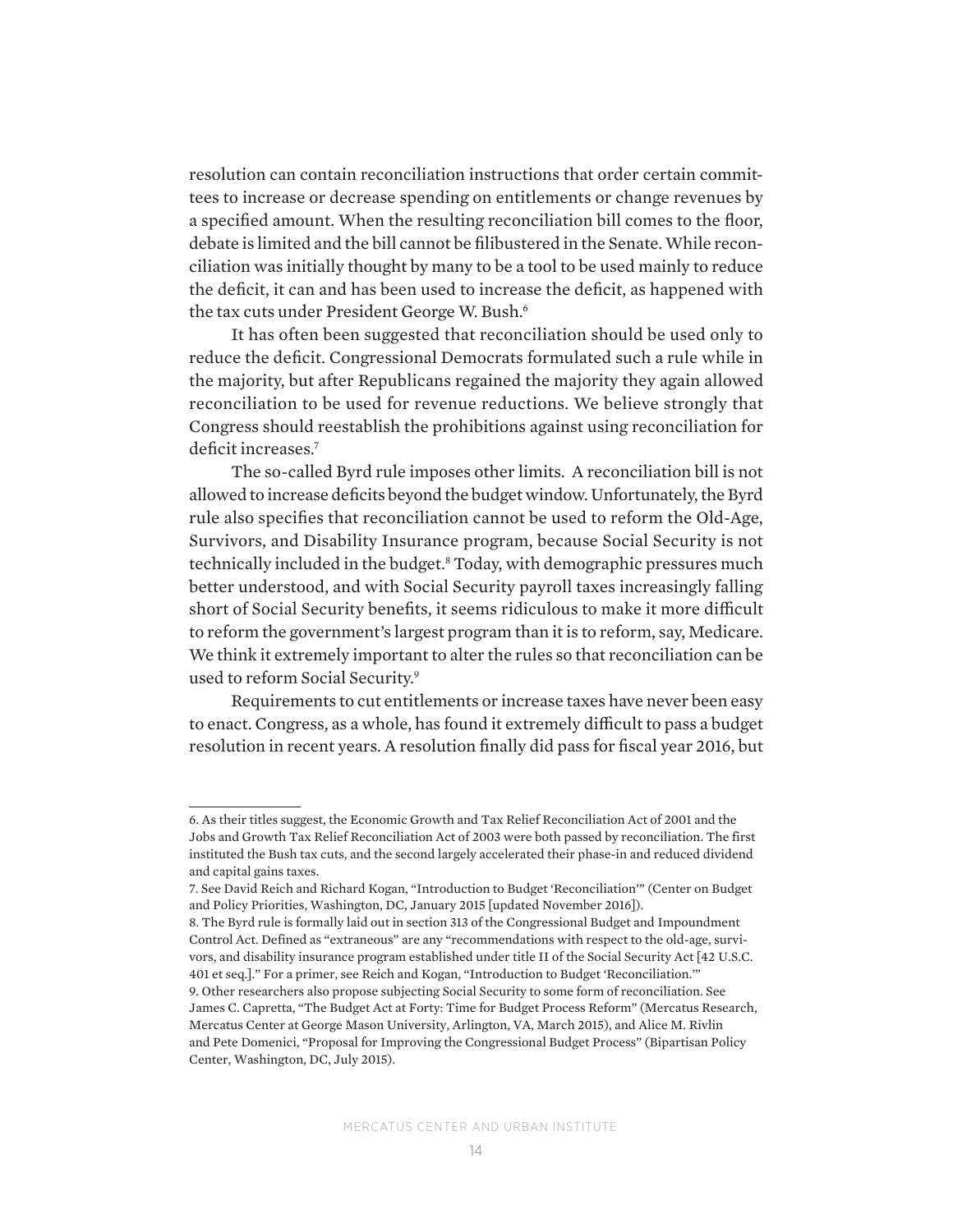resolution can contain reconciliation instructions that order certain committees to increase or decrease spending on entitlements or change revenues by a specified amount. When the resulting reconciliation bill comes to the floor, debate is limited and the bill cannot be filibustered in the Senate. While reconciliation was initially thought by many to be a tool to be used mainly to reduce the deficit, it can and has been used to increase the deficit, as happened with the tax cuts under President George W. Bush.[6]

It has often been suggested that reconciliation should be used only to reduce the deficit. Congressional Democrats formulated such a rule while in the majority, but after Republicans regained the majority they again allowed reconciliation to be used for revenue reductions. We believe strongly that Congress should reestablish the prohibitions against using reconciliation for deficit increases.[7]

The so-called Byrd rule imposes other limits. A reconciliation bill is not allowed to increase deficits beyond the budget window. Unfortunately, the Byrd rule also specifies that reconciliation cannot be used to reform the Old-Age, Survivors, and Disability Insurance program, because Social Security is not technically included in the budget.[8] Today, with demographic pressures much better understood, and with Social Security payroll taxes increasingly falling short of Social Security benefits, it seems ridiculous to make it more difficult to reform the government's largest program than it is to reform, say, Medicare. We think it extremely important to alter the rules so that reconciliation can be used to reform Social Security.[9]

Requirements to cut entitlements or increase taxes have never been easy to enact. Congress, as a whole, has found it extremely difficult to pass a budget resolution in recent years. A resolution finally did pass for fiscal year 2016, but

---

6. As their titles suggest, the Economic Growth and Tax Relief Reconciliation Act of 2001 and the Jobs and Growth Tax Relief Reconciliation Act of 2003 were both passed by reconciliation. The first instituted the Bush tax cuts, and the second largely accelerated their phase-in and reduced dividend and capital gains taxes.

7. See David Reich and Richard Kogan, "Introduction to Budget 'Reconciliation'" (Center on Budget and Policy Priorities, Washington, DC, January 2015 [updated November 2016]).

8. The Byrd rule is formally laid out in section 313 of the Congressional Budget and Impoundment Control Act. Defined as "extraneous" are any "recommendations with respect to the old-age, survivors, and disability insurance program established under title II of the Social Security Act [42 U.S.C. 401 et seq.]." For a primer, see Reich and Kogan, "Introduction to Budget 'Reconciliation.'"

9. Other researchers also propose subjecting Social Security to some form of reconciliation. See James C. Capretta, "The Budget Act at Forty: Time for Budget Process Reform" (Mercatus Research, Mercatus Center at George Mason University, Arlington, VA, March 2015), and Alice M. Rivlin and Pete Domenici, "Proposal for Improving the Congressional Budget Process" (Bipartisan Policy Center, Washington, DC, July 2015).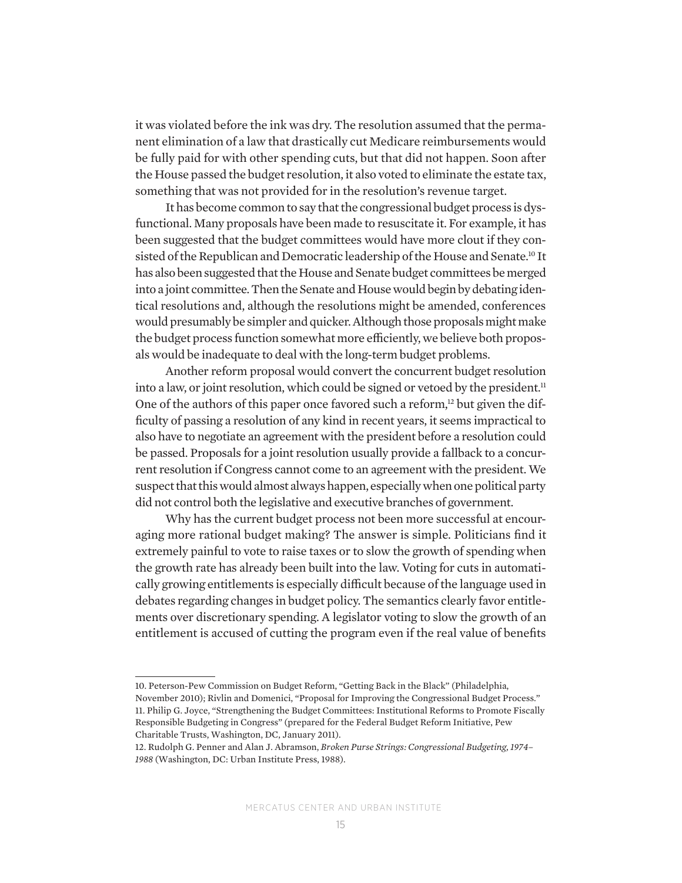it was violated before the ink was dry. The resolution assumed that the permanent elimination of a law that drastically cut Medicare reimbursements would be fully paid for with other spending cuts, but that did not happen. Soon after the House passed the budget resolution, it also voted to eliminate the estate tax, something that was not provided for in the resolution's revenue target.

It has become common to say that the congressional budget process is dysfunctional. Many proposals have been made to resuscitate it. For example, it has been suggested that the budget committees would have more clout if they consisted of the Republican and Democratic leadership of the House and Senate.[10] It has also been suggested that the House and Senate budget committees be merged into a joint committee. Then the Senate and House would begin by debating identical resolutions and, although the resolutions might be amended, conferences would presumably be simpler and quicker. Although those proposals might make the budget process function somewhat more efficiently, we believe both proposals would be inadequate to deal with the long-term budget problems.

Another reform proposal would convert the concurrent budget resolution into a law, or joint resolution, which could be signed or vetoed by the president.[11] One of the authors of this paper once favored such a reform,[12] but given the difficulty of passing a resolution of any kind in recent years, it seems impractical to also have to negotiate an agreement with the president before a resolution could be passed. Proposals for a joint resolution usually provide a fallback to a concurrent resolution if Congress cannot come to an agreement with the president. We suspect that this would almost always happen, especially when one political party did not control both the legislative and executive branches of government.

Why has the current budget process not been more successful at encouraging more rational budget making? The answer is simple. Politicians find it extremely painful to vote to raise taxes or to slow the growth of spending when the growth rate has already been built into the law. Voting for cuts in automatically growing entitlements is especially difficult because of the language used in debates regarding changes in budget policy. The semantics clearly favor entitlements over discretionary spending. A legislator voting to slow the growth of an entitlement is accused of cutting the program even if the real value of benefits

---

10. Peterson-Pew Commission on Budget Reform, "Getting Back in the Black" (Philadelphia, November 2010); Rivlin and Domenici, "Proposal for Improving the Congressional Budget Process."

11. Philip G. Joyce, "Strengthening the Budget Committees: Institutional Reforms to Promote Fiscally Responsible Budgeting in Congress" (prepared for the Federal Budget Reform Initiative, Pew Charitable Trusts, Washington, DC, January 2011).

12. Rudolph G. Penner and Alan J. Abramson, *Broken Purse Strings: Congressional Budgeting, 1974–1988* (Washington, DC: Urban Institute Press, 1988).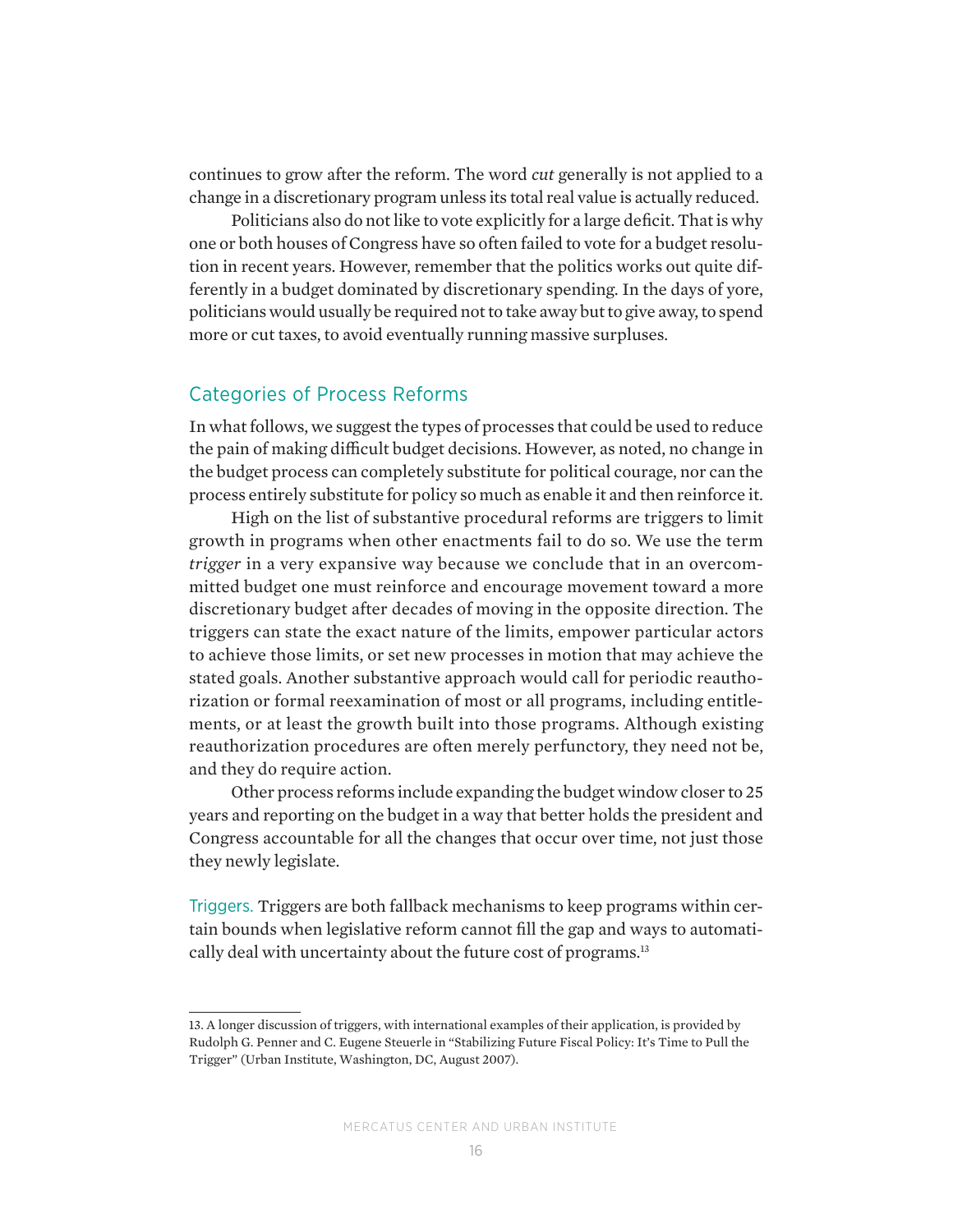continues to grow after the reform. The word *cut* generally is not applied to a change in a discretionary program unless its total real value is actually reduced.

Politicians also do not like to vote explicitly for a large deficit. That is why one or both houses of Congress have so often failed to vote for a budget resolution in recent years. However, remember that the politics works out quite differently in a budget dominated by discretionary spending. In the days of yore, politicians would usually be required not to take away but to give away, to spend more or cut taxes, to avoid eventually running massive surpluses.

## Categories of Process Reforms

In what follows, we suggest the types of processes that could be used to reduce the pain of making difficult budget decisions. However, as noted, no change in the budget process can completely substitute for political courage, nor can the process entirely substitute for policy so much as enable it and then reinforce it.

High on the list of substantive procedural reforms are triggers to limit growth in programs when other enactments fail to do so. We use the term *trigger* in a very expansive way because we conclude that in an overcommitted budget one must reinforce and encourage movement toward a more discretionary budget after decades of moving in the opposite direction. The triggers can state the exact nature of the limits, empower particular actors to achieve those limits, or set new processes in motion that may achieve the stated goals. Another substantive approach would call for periodic reauthorization or formal reexamination of most or all programs, including entitlements, or at least the growth built into those programs. Although existing reauthorization procedures are often merely perfunctory, they need not be, and they do require action.

Other process reforms include expanding the budget window closer to 25 years and reporting on the budget in a way that better holds the president and Congress accountable for all the changes that occur over time, not just those they newly legislate.

Triggers. Triggers are both fallback mechanisms to keep programs within certain bounds when legislative reform cannot fill the gap and ways to automatically deal with uncertainty about the future cost of programs.[13]

---

13. A longer discussion of triggers, with international examples of their application, is provided by Rudolph G. Penner and C. Eugene Steuerle in "Stabilizing Future Fiscal Policy: It's Time to Pull the Trigger" (Urban Institute, Washington, DC, August 2007).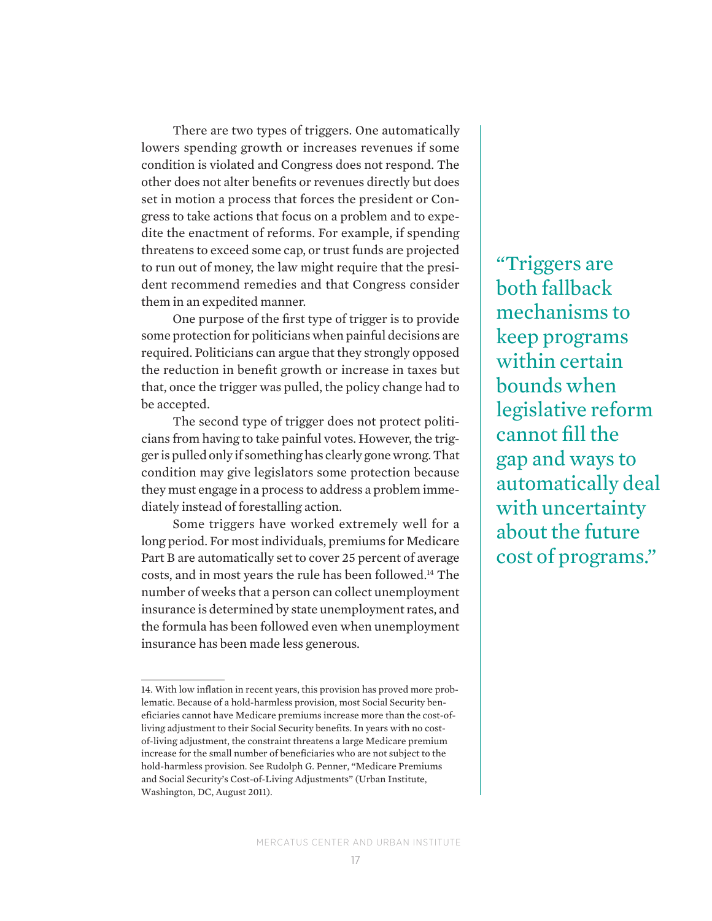There are two types of triggers. One automatically lowers spending growth or increases revenues if some condition is violated and Congress does not respond. The other does not alter benefits or revenues directly but does set in motion a process that forces the president or Congress to take actions that focus on a problem and to expedite the enactment of reforms. For example, if spending threatens to exceed some cap, or trust funds are projected to run out of money, the law might require that the president recommend remedies and that Congress consider them in an expedited manner.

One purpose of the first type of trigger is to provide some protection for politicians when painful decisions are required. Politicians can argue that they strongly opposed the reduction in benefit growth or increase in taxes but that, once the trigger was pulled, the policy change had to be accepted.

The second type of trigger does not protect politicians from having to take painful votes. However, the trigger is pulled only if something has clearly gone wrong. That condition may give legislators some protection because they must engage in a process to address a problem immediately instead of forestalling action.

Some triggers have worked extremely well for a long period. For most individuals, premiums for Medicare Part B are automatically set to cover 25 percent of average costs, and in most years the rule has been followed.[14] The number of weeks that a person can collect unemployment insurance is determined by state unemployment rates, and the formula has been followed even when unemployment insurance has been made less generous.

> "Triggers are both fallback mechanisms to keep programs within certain bounds when legislative reform cannot fill the gap and ways to automatically deal with uncertainty about the future cost of programs."

14. With low inflation in recent years, this provision has proved more problematic. Because of a hold-harmless provision, most Social Security beneficiaries cannot have Medicare premiums increase more than the cost-of-living adjustment to their Social Security benefits. In years with no cost-of-living adjustment, the constraint threatens a large Medicare premium increase for the small number of beneficiaries who are not subject to the hold-harmless provision. See Rudolph G. Penner, "Medicare Premiums and Social Security's Cost-of-Living Adjustments" (Urban Institute, Washington, DC, August 2011).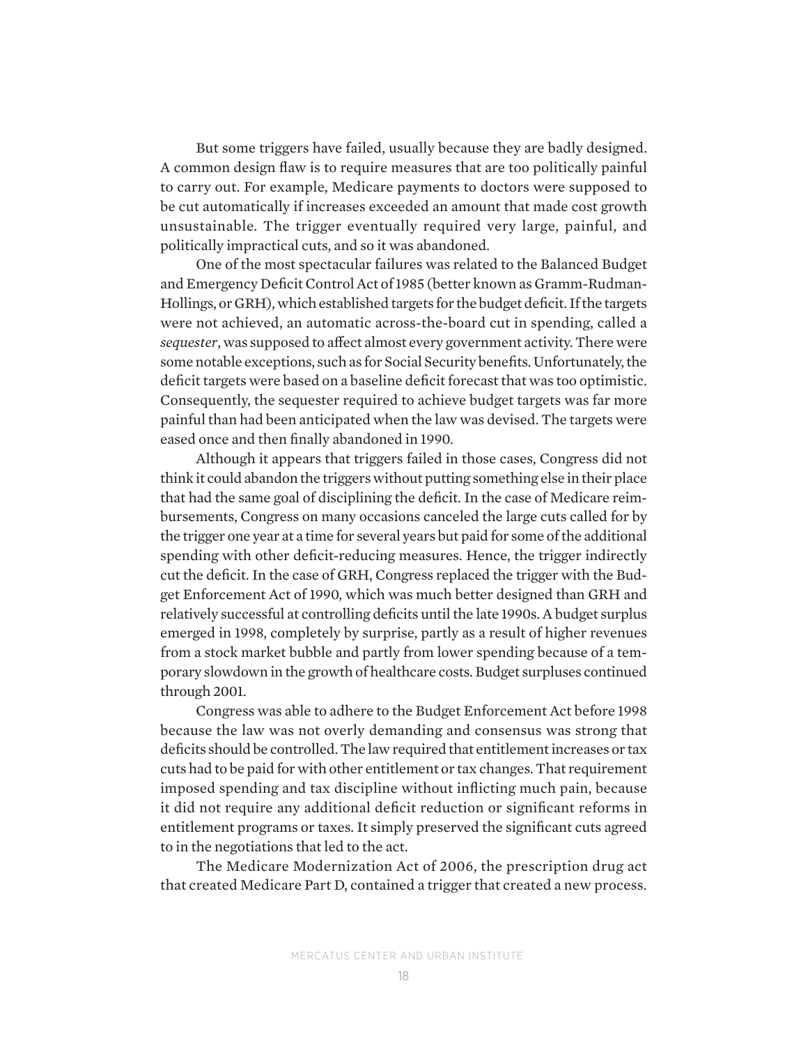But some triggers have failed, usually because they are badly designed. A common design flaw is to require measures that are too politically painful to carry out. For example, Medicare payments to doctors were supposed to be cut automatically if increases exceeded an amount that made cost growth unsustainable. The trigger eventually required very large, painful, and politically impractical cuts, and so it was abandoned.

One of the most spectacular failures was related to the Balanced Budget and Emergency Deficit Control Act of 1985 (better known as Gramm-Rudman-Hollings, or GRH), which established targets for the budget deficit. If the targets were not achieved, an automatic across-the-board cut in spending, called a *sequester*, was supposed to affect almost every government activity. There were some notable exceptions, such as for Social Security benefits. Unfortunately, the deficit targets were based on a baseline deficit forecast that was too optimistic. Consequently, the sequester required to achieve budget targets was far more painful than had been anticipated when the law was devised. The targets were eased once and then finally abandoned in 1990.

Although it appears that triggers failed in those cases, Congress did not think it could abandon the triggers without putting something else in their place that had the same goal of disciplining the deficit. In the case of Medicare reimbursements, Congress on many occasions canceled the large cuts called for by the trigger one year at a time for several years but paid for some of the additional spending with other deficit-reducing measures. Hence, the trigger indirectly cut the deficit. In the case of GRH, Congress replaced the trigger with the Budget Enforcement Act of 1990, which was much better designed than GRH and relatively successful at controlling deficits until the late 1990s. A budget surplus emerged in 1998, completely by surprise, partly as a result of higher revenues from a stock market bubble and partly from lower spending because of a temporary slowdown in the growth of healthcare costs. Budget surpluses continued through 2001.

Congress was able to adhere to the Budget Enforcement Act before 1998 because the law was not overly demanding and consensus was strong that deficits should be controlled. The law required that entitlement increases or tax cuts had to be paid for with other entitlement or tax changes. That requirement imposed spending and tax discipline without inflicting much pain, because it did not require any additional deficit reduction or significant reforms in entitlement programs or taxes. It simply preserved the significant cuts agreed to in the negotiations that led to the act.

The Medicare Modernization Act of 2006, the prescription drug act that created Medicare Part D, contained a trigger that created a new process.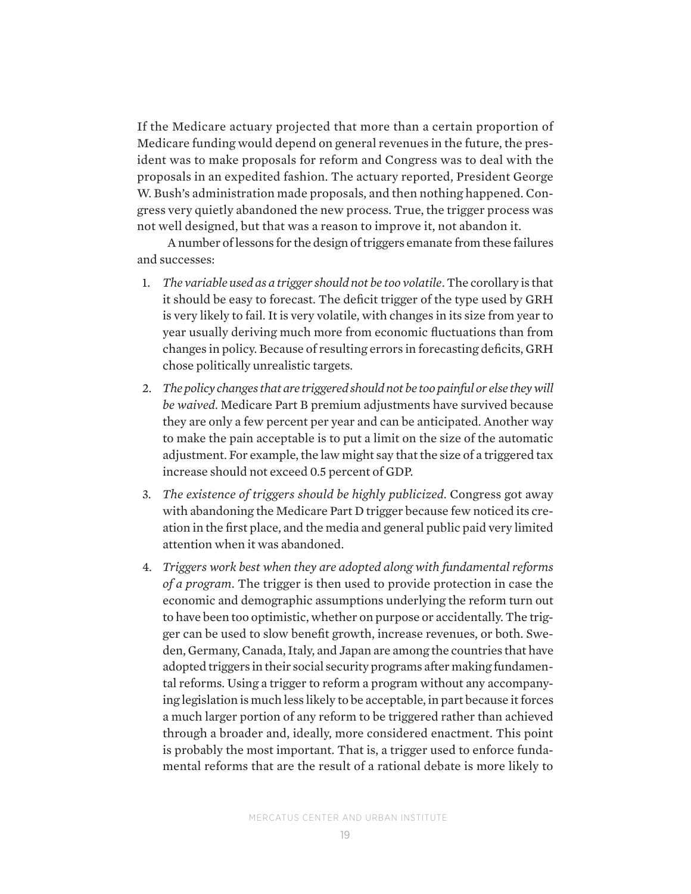If the Medicare actuary projected that more than a certain proportion of Medicare funding would depend on general revenues in the future, the president was to make proposals for reform and Congress was to deal with the proposals in an expedited fashion. The actuary reported, President George W. Bush's administration made proposals, and then nothing happened. Congress very quietly abandoned the new process. True, the trigger process was not well designed, but that was a reason to improve it, not abandon it.

A number of lessons for the design of triggers emanate from these failures and successes:

1. *The variable used as a trigger should not be too volatile*. The corollary is that it should be easy to forecast. The deficit trigger of the type used by GRH is very likely to fail. It is very volatile, with changes in its size from year to year usually deriving much more from economic fluctuations than from changes in policy. Because of resulting errors in forecasting deficits, GRH chose politically unrealistic targets.
2. *The policy changes that are triggered should not be too painful or else they will be waived*. Medicare Part B premium adjustments have survived because they are only a few percent per year and can be anticipated. Another way to make the pain acceptable is to put a limit on the size of the automatic adjustment. For example, the law might say that the size of a triggered tax increase should not exceed 0.5 percent of GDP.
3. *The existence of triggers should be highly publicized.* Congress got away with abandoning the Medicare Part D trigger because few noticed its creation in the first place, and the media and general public paid very limited attention when it was abandoned.
4. *Triggers work best when they are adopted along with fundamental reforms of a program*. The trigger is then used to provide protection in case the economic and demographic assumptions underlying the reform turn out to have been too optimistic, whether on purpose or accidentally. The trigger can be used to slow benefit growth, increase revenues, or both. Sweden, Germany, Canada, Italy, and Japan are among the countries that have adopted triggers in their social security programs after making fundamental reforms. Using a trigger to reform a program without any accompanying legislation is much less likely to be acceptable, in part because it forces a much larger portion of any reform to be triggered rather than achieved through a broader and, ideally, more considered enactment. This point is probably the most important. That is, a trigger used to enforce fundamental reforms that are the result of a rational debate is more likely to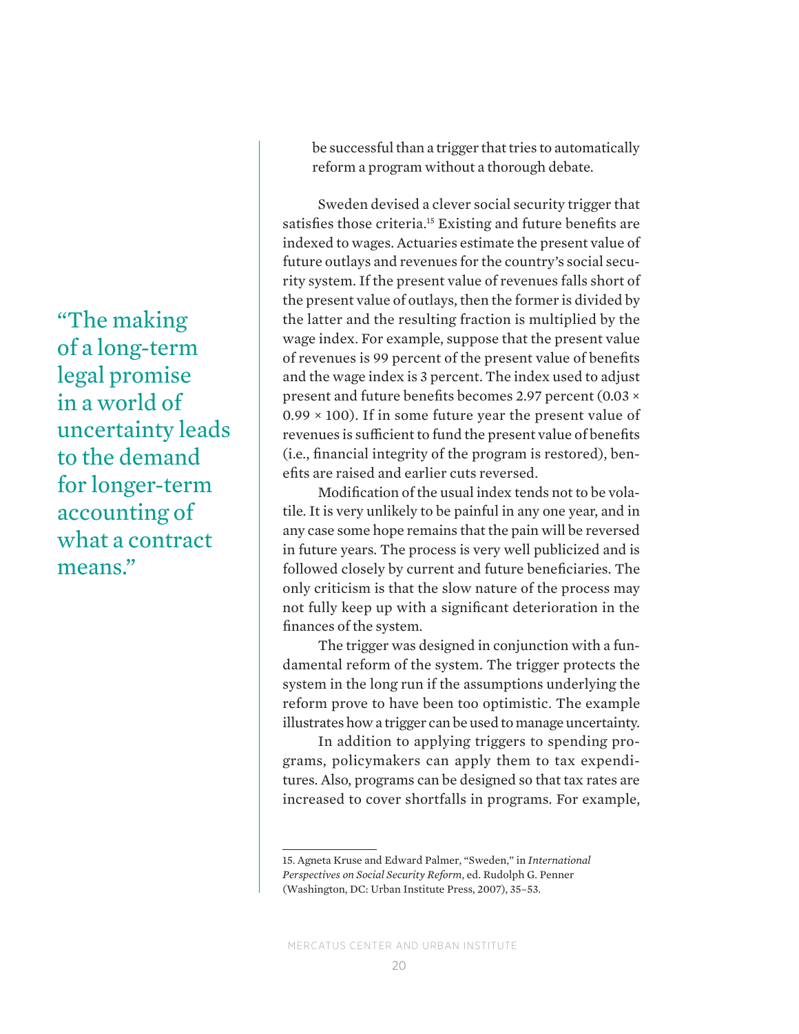be successful than a trigger that tries to automatically reform a program without a thorough debate.

> "The making of a long-term legal promise in a world of uncertainty leads to the demand for longer-term accounting of what a contract means."

Sweden devised a clever social security trigger that satisfies those criteria.[15] Existing and future benefits are indexed to wages. Actuaries estimate the present value of future outlays and revenues for the country's social security system. If the present value of revenues falls short of the present value of outlays, then the former is divided by the latter and the resulting fraction is multiplied by the wage index. For example, suppose that the present value of revenues is 99 percent of the present value of benefits and the wage index is 3 percent. The index used to adjust present and future benefits becomes 2.97 percent ($0.03 \times 0.99 \times 100$). If in some future year the present value of revenues is sufficient to fund the present value of benefits (i.e., financial integrity of the program is restored), benefits are raised and earlier cuts reversed.

Modification of the usual index tends not to be volatile. It is very unlikely to be painful in any one year, and in any case some hope remains that the pain will be reversed in future years. The process is very well publicized and is followed closely by current and future beneficiaries. The only criticism is that the slow nature of the process may not fully keep up with a significant deterioration in the finances of the system.

The trigger was designed in conjunction with a fundamental reform of the system. The trigger protects the system in the long run if the assumptions underlying the reform prove to have been too optimistic. The example illustrates how a trigger can be used to manage uncertainty.

In addition to applying triggers to spending programs, policymakers can apply them to tax expenditures. Also, programs can be designed so that tax rates are increased to cover shortfalls in programs. For example,

15. Agneta Kruse and Edward Palmer, "Sweden," in *International Perspectives on Social Security Reform*, ed. Rudolph G. Penner (Washington, DC: Urban Institute Press, 2007), 35–53.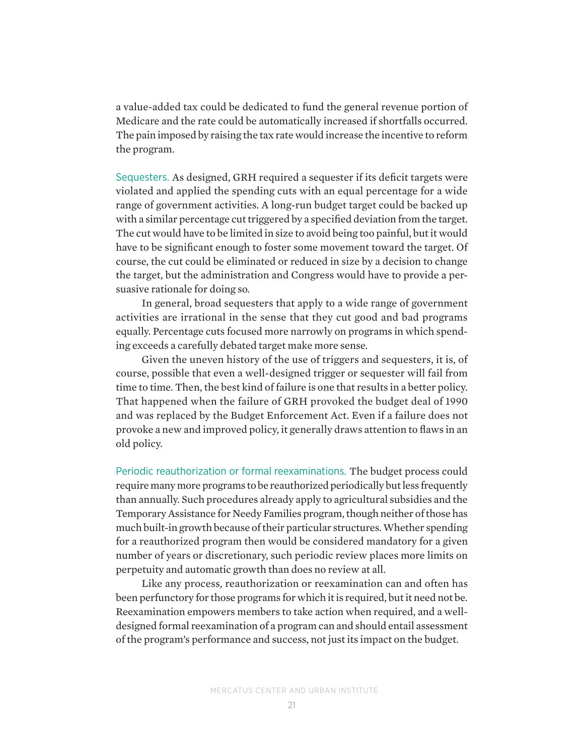a value-added tax could be dedicated to fund the general revenue portion of Medicare and the rate could be automatically increased if shortfalls occurred. The pain imposed by raising the tax rate would increase the incentive to reform the program.

Sequesters. As designed, GRH required a sequester if its deficit targets were violated and applied the spending cuts with an equal percentage for a wide range of government activities. A long-run budget target could be backed up with a similar percentage cut triggered by a specified deviation from the target. The cut would have to be limited in size to avoid being too painful, but it would have to be significant enough to foster some movement toward the target. Of course, the cut could be eliminated or reduced in size by a decision to change the target, but the administration and Congress would have to provide a persuasive rationale for doing so.

In general, broad sequesters that apply to a wide range of government activities are irrational in the sense that they cut good and bad programs equally. Percentage cuts focused more narrowly on programs in which spending exceeds a carefully debated target make more sense.

Given the uneven history of the use of triggers and sequesters, it is, of course, possible that even a well-designed trigger or sequester will fail from time to time. Then, the best kind of failure is one that results in a better policy. That happened when the failure of GRH provoked the budget deal of 1990 and was replaced by the Budget Enforcement Act. Even if a failure does not provoke a new and improved policy, it generally draws attention to flaws in an old policy.

Periodic reauthorization or formal reexaminations. The budget process could require many more programs to be reauthorized periodically but less frequently than annually. Such procedures already apply to agricultural subsidies and the Temporary Assistance for Needy Families program, though neither of those has much built-in growth because of their particular structures. Whether spending for a reauthorized program then would be considered mandatory for a given number of years or discretionary, such periodic review places more limits on perpetuity and automatic growth than does no review at all.

Like any process, reauthorization or reexamination can and often has been perfunctory for those programs for which it is required, but it need not be. Reexamination empowers members to take action when required, and a well-designed formal reexamination of a program can and should entail assessment of the program's performance and success, not just its impact on the budget.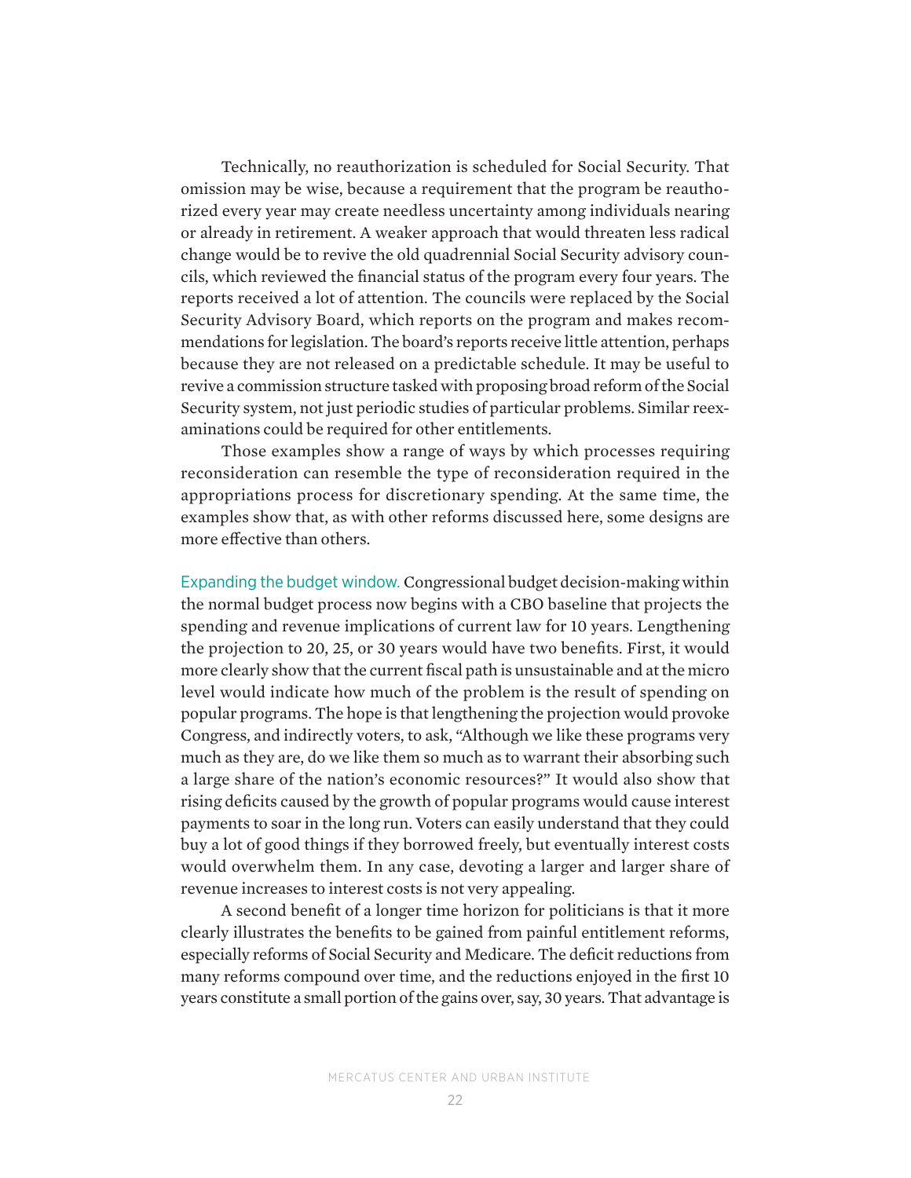Technically, no reauthorization is scheduled for Social Security. That omission may be wise, because a requirement that the program be reauthorized every year may create needless uncertainty among individuals nearing or already in retirement. A weaker approach that would threaten less radical change would be to revive the old quadrennial Social Security advisory councils, which reviewed the financial status of the program every four years. The reports received a lot of attention. The councils were replaced by the Social Security Advisory Board, which reports on the program and makes recommendations for legislation. The board's reports receive little attention, perhaps because they are not released on a predictable schedule. It may be useful to revive a commission structure tasked with proposing broad reform of the Social Security system, not just periodic studies of particular problems. Similar reexaminations could be required for other entitlements.

Those examples show a range of ways by which processes requiring reconsideration can resemble the type of reconsideration required in the appropriations process for discretionary spending. At the same time, the examples show that, as with other reforms discussed here, some designs are more effective than others.

**Expanding the budget window.** Congressional budget decision-making within the normal budget process now begins with a CBO baseline that projects the spending and revenue implications of current law for 10 years. Lengthening the projection to 20, 25, or 30 years would have two benefits. First, it would more clearly show that the current fiscal path is unsustainable and at the micro level would indicate how much of the problem is the result of spending on popular programs. The hope is that lengthening the projection would provoke Congress, and indirectly voters, to ask, "Although we like these programs very much as they are, do we like them so much as to warrant their absorbing such a large share of the nation's economic resources?" It would also show that rising deficits caused by the growth of popular programs would cause interest payments to soar in the long run. Voters can easily understand that they could buy a lot of good things if they borrowed freely, but eventually interest costs would overwhelm them. In any case, devoting a larger and larger share of revenue increases to interest costs is not very appealing.

A second benefit of a longer time horizon for politicians is that it more clearly illustrates the benefits to be gained from painful entitlement reforms, especially reforms of Social Security and Medicare. The deficit reductions from many reforms compound over time, and the reductions enjoyed in the first 10 years constitute a small portion of the gains over, say, 30 years. That advantage is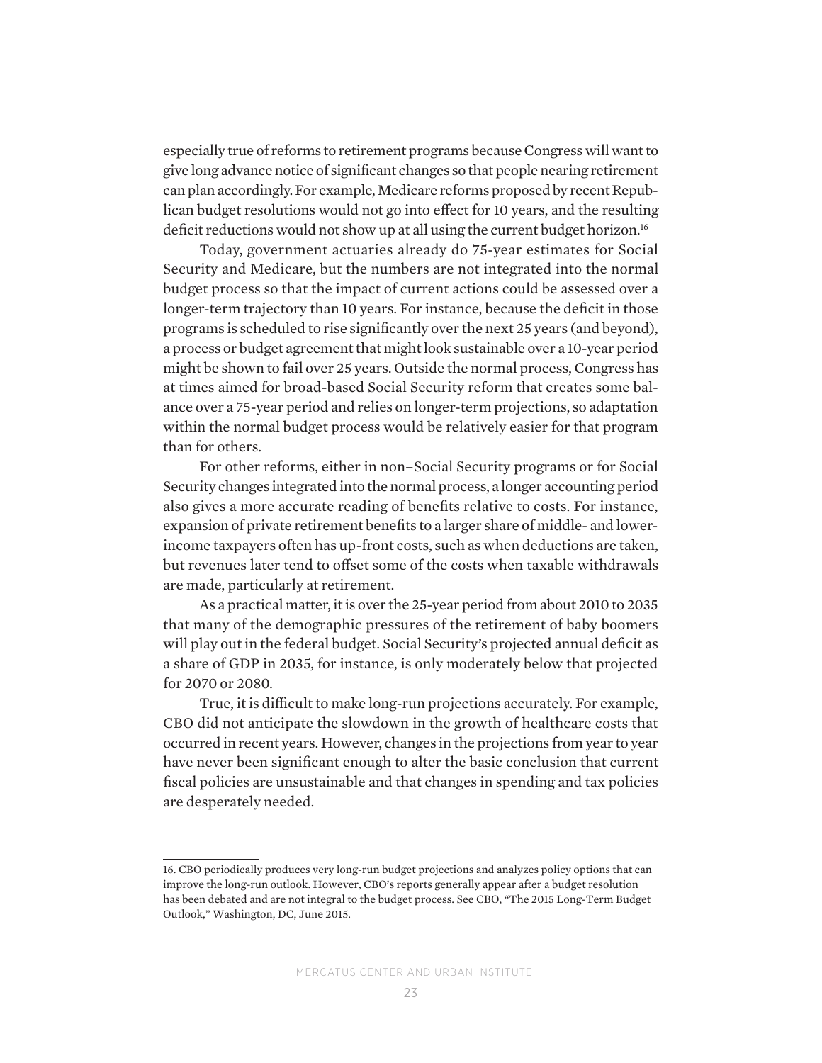especially true of reforms to retirement programs because Congress will want to give long advance notice of significant changes so that people nearing retirement can plan accordingly. For example, Medicare reforms proposed by recent Republican budget resolutions would not go into effect for 10 years, and the resulting deficit reductions would not show up at all using the current budget horizon.[16]

Today, government actuaries already do 75-year estimates for Social Security and Medicare, but the numbers are not integrated into the normal budget process so that the impact of current actions could be assessed over a longer-term trajectory than 10 years. For instance, because the deficit in those programs is scheduled to rise significantly over the next 25 years (and beyond), a process or budget agreement that might look sustainable over a 10-year period might be shown to fail over 25 years. Outside the normal process, Congress has at times aimed for broad-based Social Security reform that creates some balance over a 75-year period and relies on longer-term projections, so adaptation within the normal budget process would be relatively easier for that program than for others.

For other reforms, either in non–Social Security programs or for Social Security changes integrated into the normal process, a longer accounting period also gives a more accurate reading of benefits relative to costs. For instance, expansion of private retirement benefits to a larger share of middle- and lower-income taxpayers often has up-front costs, such as when deductions are taken, but revenues later tend to offset some of the costs when taxable withdrawals are made, particularly at retirement.

As a practical matter, it is over the 25-year period from about 2010 to 2035 that many of the demographic pressures of the retirement of baby boomers will play out in the federal budget. Social Security's projected annual deficit as a share of GDP in 2035, for instance, is only moderately below that projected for 2070 or 2080.

True, it is difficult to make long-run projections accurately. For example, CBO did not anticipate the slowdown in the growth of healthcare costs that occurred in recent years. However, changes in the projections from year to year have never been significant enough to alter the basic conclusion that current fiscal policies are unsustainable and that changes in spending and tax policies are desperately needed.

---

16. CBO periodically produces very long-run budget projections and analyzes policy options that can improve the long-run outlook. However, CBO's reports generally appear after a budget resolution has been debated and are not integral to the budget process. See CBO, "The 2015 Long-Term Budget Outlook," Washington, DC, June 2015.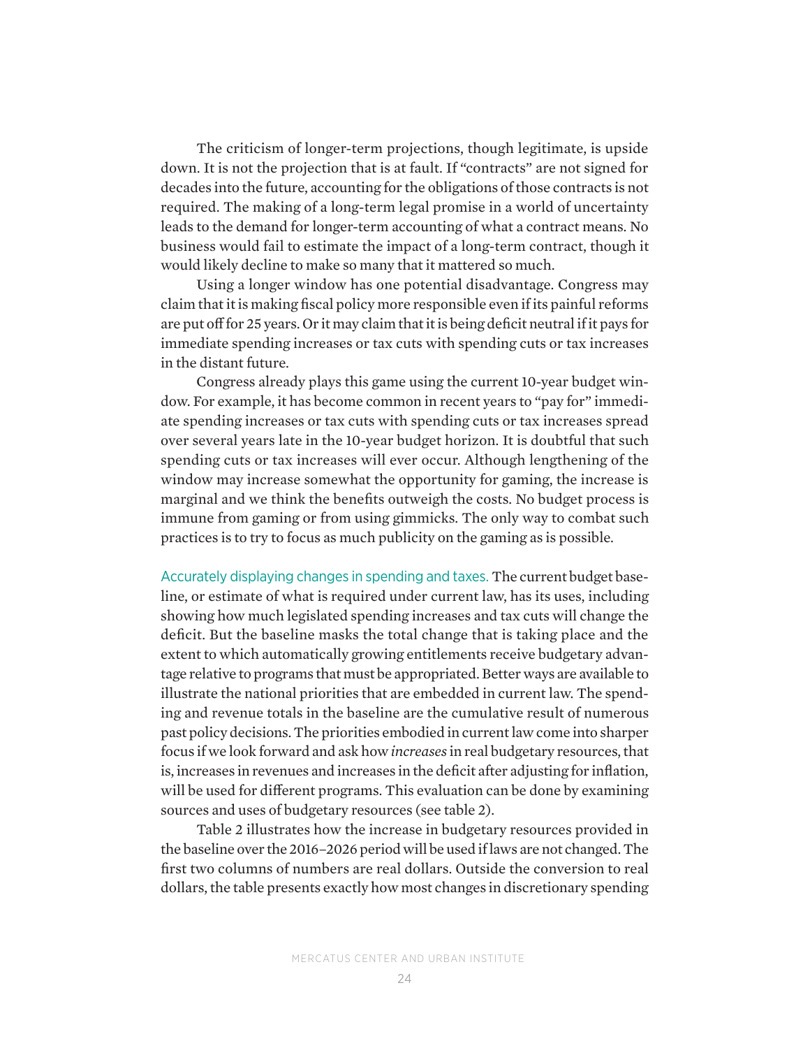The criticism of longer-term projections, though legitimate, is upside down. It is not the projection that is at fault. If "contracts" are not signed for decades into the future, accounting for the obligations of those contracts is not required. The making of a long-term legal promise in a world of uncertainty leads to the demand for longer-term accounting of what a contract means. No business would fail to estimate the impact of a long-term contract, though it would likely decline to make so many that it mattered so much.

Using a longer window has one potential disadvantage. Congress may claim that it is making fiscal policy more responsible even if its painful reforms are put off for 25 years. Or it may claim that it is being deficit neutral if it pays for immediate spending increases or tax cuts with spending cuts or tax increases in the distant future.

Congress already plays this game using the current 10-year budget window. For example, it has become common in recent years to "pay for" immediate spending increases or tax cuts with spending cuts or tax increases spread over several years late in the 10-year budget horizon. It is doubtful that such spending cuts or tax increases will ever occur. Although lengthening of the window may increase somewhat the opportunity for gaming, the increase is marginal and we think the benefits outweigh the costs. No budget process is immune from gaming or from using gimmicks. The only way to combat such practices is to try to focus as much publicity on the gaming as is possible.

Accurately displaying changes in spending and taxes. The current budget baseline, or estimate of what is required under current law, has its uses, including showing how much legislated spending increases and tax cuts will change the deficit. But the baseline masks the total change that is taking place and the extent to which automatically growing entitlements receive budgetary advantage relative to programs that must be appropriated. Better ways are available to illustrate the national priorities that are embedded in current law. The spending and revenue totals in the baseline are the cumulative result of numerous past policy decisions. The priorities embodied in current law come into sharper focus if we look forward and ask how *increases* in real budgetary resources, that is, increases in revenues and increases in the deficit after adjusting for inflation, will be used for different programs. This evaluation can be done by examining sources and uses of budgetary resources (see table 2).

Table 2 illustrates how the increase in budgetary resources provided in the baseline over the 2016–2026 period will be used if laws are not changed. The first two columns of numbers are real dollars. Outside the conversion to real dollars, the table presents exactly how most changes in discretionary spending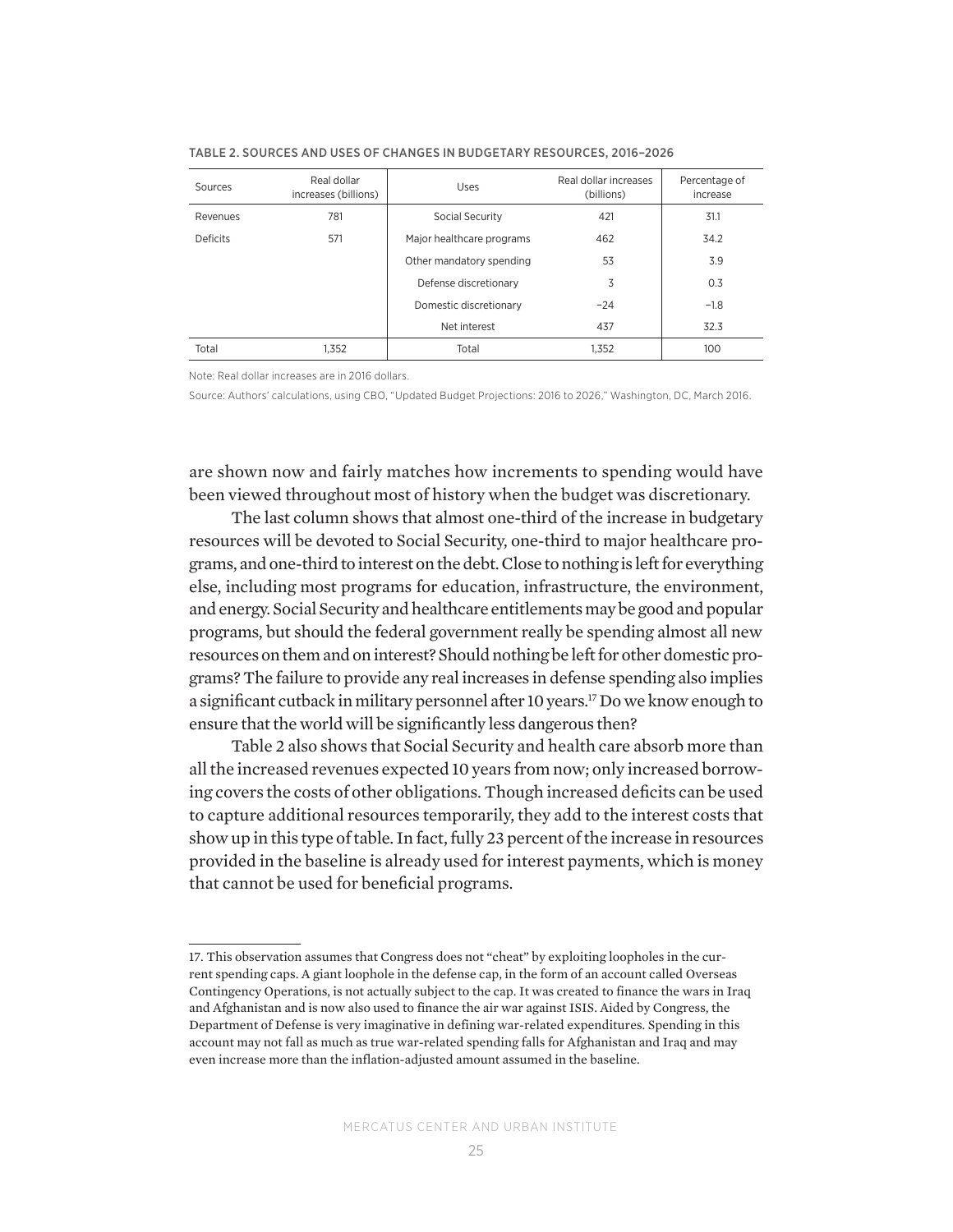TABLE 2. SOURCES AND USES OF CHANGES IN BUDGETARY RESOURCES, 2016–2026

| Sources | Real dollar increases (billions) | Uses | Real dollar increases (billions) | Percentage of increase |
|---|---|---|---|---|
| Revenues | 781 | Social Security | 421 | 31.1 |
| Deficits | 571 | Major healthcare programs | 462 | 34.2 |
| | | Other mandatory spending | 53 | 3.9 |
| | | Defense discretionary | 3 | 0.3 |
| | | Domestic discretionary | −24 | −1.8 |
| | | Net interest | 437 | 32.3 |
| Total | 1,352 | Total | 1,352 | 100 |

Note: Real dollar increases are in 2016 dollars.

Source: Authors' calculations, using CBO, "Updated Budget Projections: 2016 to 2026," Washington, DC, March 2016.

are shown now and fairly matches how increments to spending would have been viewed throughout most of history when the budget was discretionary.

The last column shows that almost one-third of the increase in budgetary resources will be devoted to Social Security, one-third to major healthcare programs, and one-third to interest on the debt. Close to nothing is left for everything else, including most programs for education, infrastructure, the environment, and energy. Social Security and healthcare entitlements may be good and popular programs, but should the federal government really be spending almost all new resources on them and on interest? Should nothing be left for other domestic programs? The failure to provide any real increases in defense spending also implies a significant cutback in military personnel after 10 years.[17] Do we know enough to ensure that the world will be significantly less dangerous then?

Table 2 also shows that Social Security and health care absorb more than all the increased revenues expected 10 years from now; only increased borrowing covers the costs of other obligations. Though increased deficits can be used to capture additional resources temporarily, they add to the interest costs that show up in this type of table. In fact, fully 23 percent of the increase in resources provided in the baseline is already used for interest payments, which is money that cannot be used for beneficial programs.

17. This observation assumes that Congress does not "cheat" by exploiting loopholes in the current spending caps. A giant loophole in the defense cap, in the form of an account called Overseas Contingency Operations, is not actually subject to the cap. It was created to finance the wars in Iraq and Afghanistan and is now also used to finance the air war against ISIS. Aided by Congress, the Department of Defense is very imaginative in defining war-related expenditures. Spending in this account may not fall as much as true war-related spending falls for Afghanistan and Iraq and may even increase more than the inflation-adjusted amount assumed in the baseline.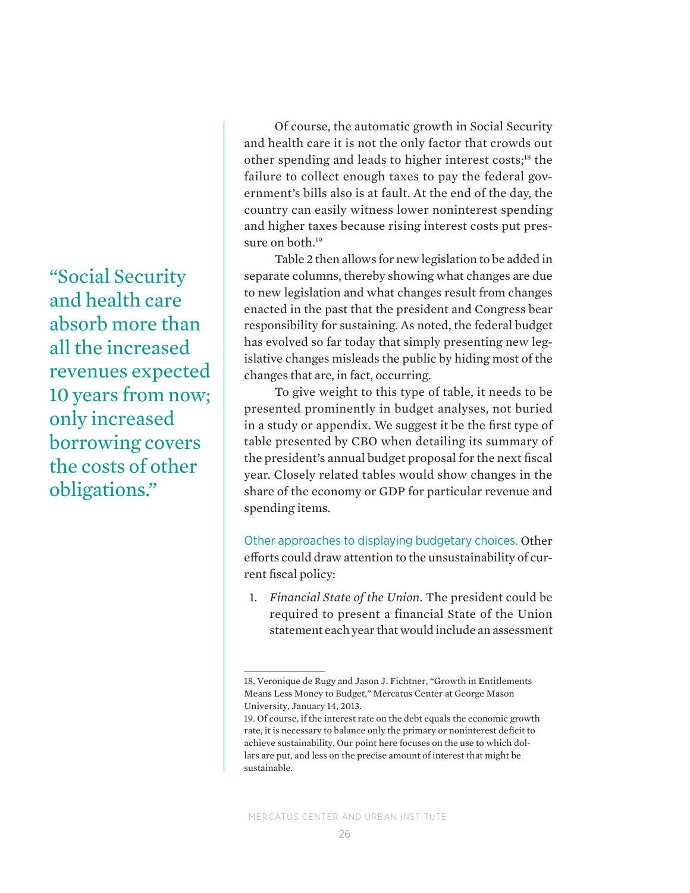> "Social Security and health care absorb more than all the increased revenues expected 10 years from now; only increased borrowing covers the costs of other obligations."

Of course, the automatic growth in Social Security and health care it is not the only factor that crowds out other spending and leads to higher interest costs;[18] the failure to collect enough taxes to pay the federal government's bills also is at fault. At the end of the day, the country can easily witness lower noninterest spending and higher taxes because rising interest costs put pressure on both.[19]

Table 2 then allows for new legislation to be added in separate columns, thereby showing what changes are due to new legislation and what changes result from changes enacted in the past that the president and Congress bear responsibility for sustaining. As noted, the federal budget has evolved so far today that simply presenting new legislative changes misleads the public by hiding most of the changes that are, in fact, occurring.

To give weight to this type of table, it needs to be presented prominently in budget analyses, not buried in a study or appendix. We suggest it be the first type of table presented by CBO when detailing its summary of the president's annual budget proposal for the next fiscal year. Closely related tables would show changes in the share of the economy or GDP for particular revenue and spending items.

**Other approaches to displaying budgetary choices.** Other efforts could draw attention to the unsustainability of current fiscal policy:

1. *Financial State of the Union*. The president could be required to present a financial State of the Union statement each year that would include an assessment

---

18. Veronique de Rugy and Jason J. Fichtner, "Growth in Entitlements Means Less Money to Budget," Mercatus Center at George Mason University, January 14, 2013.

19. Of course, if the interest rate on the debt equals the economic growth rate, it is necessary to balance only the primary or noninterest deficit to achieve sustainability. Our point here focuses on the use to which dollars are put, and less on the precise amount of interest that might be sustainable.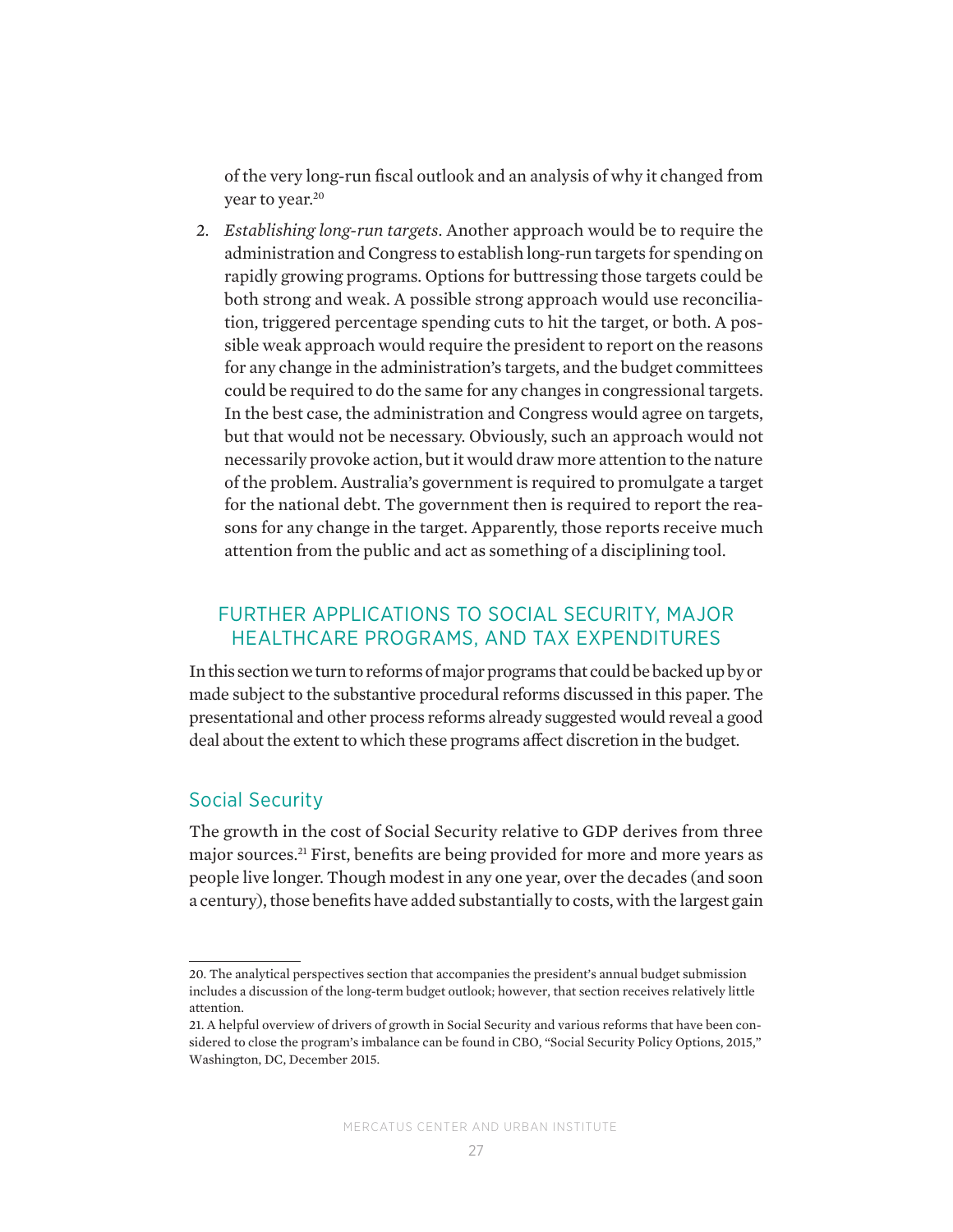of the very long-run fiscal outlook and an analysis of why it changed from year to year.[20]

2. *Establishing long-run targets*. Another approach would be to require the administration and Congress to establish long-run targets for spending on rapidly growing programs. Options for buttressing those targets could be both strong and weak. A possible strong approach would use reconciliation, triggered percentage spending cuts to hit the target, or both. A possible weak approach would require the president to report on the reasons for any change in the administration's targets, and the budget committees could be required to do the same for any changes in congressional targets. In the best case, the administration and Congress would agree on targets, but that would not be necessary. Obviously, such an approach would not necessarily provoke action, but it would draw more attention to the nature of the problem. Australia's government is required to promulgate a target for the national debt. The government then is required to report the reasons for any change in the target. Apparently, those reports receive much attention from the public and act as something of a disciplining tool.

## FURTHER APPLICATIONS TO SOCIAL SECURITY, MAJOR HEALTHCARE PROGRAMS, AND TAX EXPENDITURES

In this section we turn to reforms of major programs that could be backed up by or made subject to the substantive procedural reforms discussed in this paper. The presentational and other process reforms already suggested would reveal a good deal about the extent to which these programs affect discretion in the budget.

### Social Security

The growth in the cost of Social Security relative to GDP derives from three major sources.[21] First, benefits are being provided for more and more years as people live longer. Though modest in any one year, over the decades (and soon a century), those benefits have added substantially to costs, with the largest gain

---

20. The analytical perspectives section that accompanies the president's annual budget submission includes a discussion of the long-term budget outlook; however, that section receives relatively little attention.

21. A helpful overview of drivers of growth in Social Security and various reforms that have been considered to close the program's imbalance can be found in CBO, "Social Security Policy Options, 2015," Washington, DC, December 2015.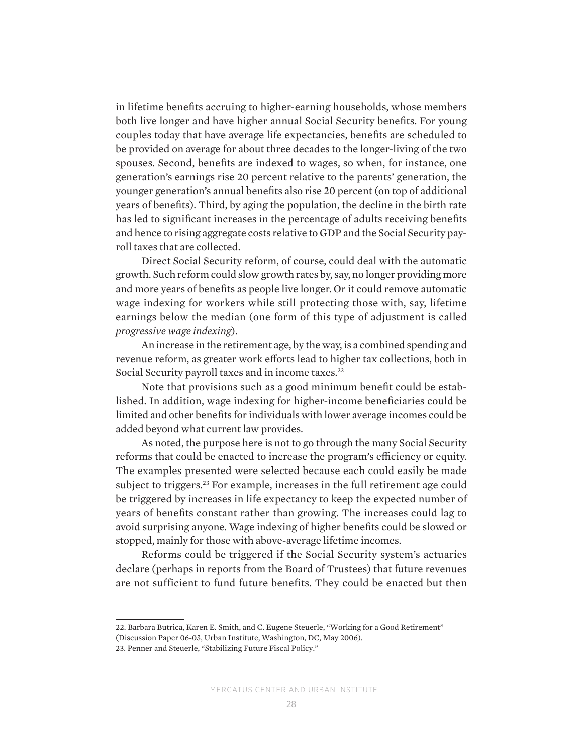in lifetime benefits accruing to higher-earning households, whose members both live longer and have higher annual Social Security benefits. For young couples today that have average life expectancies, benefits are scheduled to be provided on average for about three decades to the longer-living of the two spouses. Second, benefits are indexed to wages, so when, for instance, one generation's earnings rise 20 percent relative to the parents' generation, the younger generation's annual benefits also rise 20 percent (on top of additional years of benefits). Third, by aging the population, the decline in the birth rate has led to significant increases in the percentage of adults receiving benefits and hence to rising aggregate costs relative to GDP and the Social Security payroll taxes that are collected.

Direct Social Security reform, of course, could deal with the automatic growth. Such reform could slow growth rates by, say, no longer providing more and more years of benefits as people live longer. Or it could remove automatic wage indexing for workers while still protecting those with, say, lifetime earnings below the median (one form of this type of adjustment is called *progressive wage indexing*).

An increase in the retirement age, by the way, is a combined spending and revenue reform, as greater work efforts lead to higher tax collections, both in Social Security payroll taxes and in income taxes.[22]

Note that provisions such as a good minimum benefit could be established. In addition, wage indexing for higher-income beneficiaries could be limited and other benefits for individuals with lower average incomes could be added beyond what current law provides.

As noted, the purpose here is not to go through the many Social Security reforms that could be enacted to increase the program's efficiency or equity. The examples presented were selected because each could easily be made subject to triggers.[23] For example, increases in the full retirement age could be triggered by increases in life expectancy to keep the expected number of years of benefits constant rather than growing. The increases could lag to avoid surprising anyone. Wage indexing of higher benefits could be slowed or stopped, mainly for those with above-average lifetime incomes.

Reforms could be triggered if the Social Security system's actuaries declare (perhaps in reports from the Board of Trustees) that future revenues are not sufficient to fund future benefits. They could be enacted but then

22. Barbara Butrica, Karen E. Smith, and C. Eugene Steuerle, "Working for a Good Retirement" (Discussion Paper 06-03, Urban Institute, Washington, DC, May 2006).

23. Penner and Steuerle, "Stabilizing Future Fiscal Policy."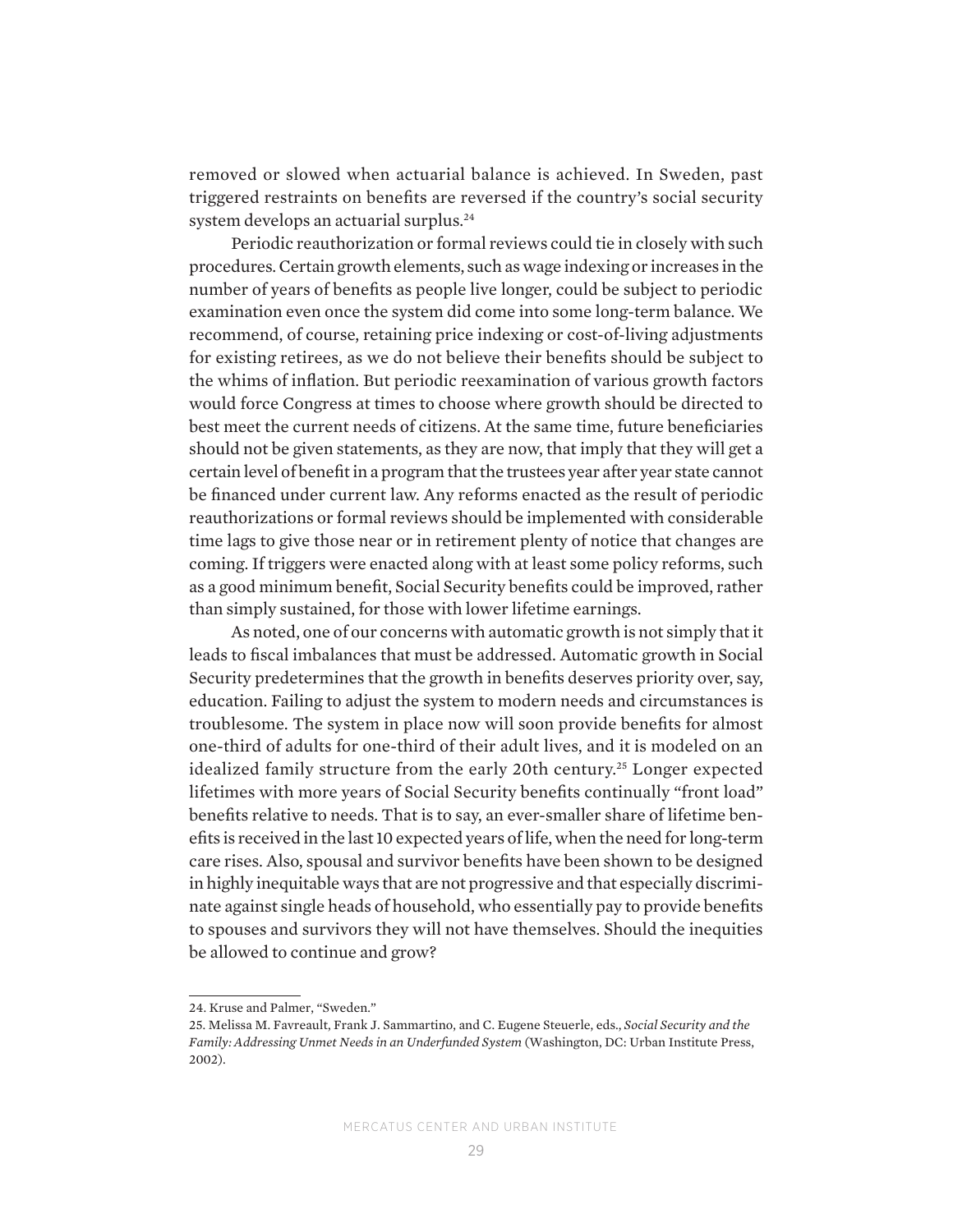removed or slowed when actuarial balance is achieved. In Sweden, past triggered restraints on benefits are reversed if the country's social security system develops an actuarial surplus.[24]

Periodic reauthorization or formal reviews could tie in closely with such procedures. Certain growth elements, such as wage indexing or increases in the number of years of benefits as people live longer, could be subject to periodic examination even once the system did come into some long-term balance. We recommend, of course, retaining price indexing or cost-of-living adjustments for existing retirees, as we do not believe their benefits should be subject to the whims of inflation. But periodic reexamination of various growth factors would force Congress at times to choose where growth should be directed to best meet the current needs of citizens. At the same time, future beneficiaries should not be given statements, as they are now, that imply that they will get a certain level of benefit in a program that the trustees year after year state cannot be financed under current law. Any reforms enacted as the result of periodic reauthorizations or formal reviews should be implemented with considerable time lags to give those near or in retirement plenty of notice that changes are coming. If triggers were enacted along with at least some policy reforms, such as a good minimum benefit, Social Security benefits could be improved, rather than simply sustained, for those with lower lifetime earnings.

As noted, one of our concerns with automatic growth is not simply that it leads to fiscal imbalances that must be addressed. Automatic growth in Social Security predetermines that the growth in benefits deserves priority over, say, education. Failing to adjust the system to modern needs and circumstances is troublesome. The system in place now will soon provide benefits for almost one-third of adults for one-third of their adult lives, and it is modeled on an idealized family structure from the early 20th century.[25] Longer expected lifetimes with more years of Social Security benefits continually "front load" benefits relative to needs. That is to say, an ever-smaller share of lifetime benefits is received in the last 10 expected years of life, when the need for long-term care rises. Also, spousal and survivor benefits have been shown to be designed in highly inequitable ways that are not progressive and that especially discriminate against single heads of household, who essentially pay to provide benefits to spouses and survivors they will not have themselves. Should the inequities be allowed to continue and grow?

---

24. Kruse and Palmer, "Sweden."

25. Melissa M. Favreault, Frank J. Sammartino, and C. Eugene Steuerle, eds., *Social Security and the Family: Addressing Unmet Needs in an Underfunded System* (Washington, DC: Urban Institute Press, 2002).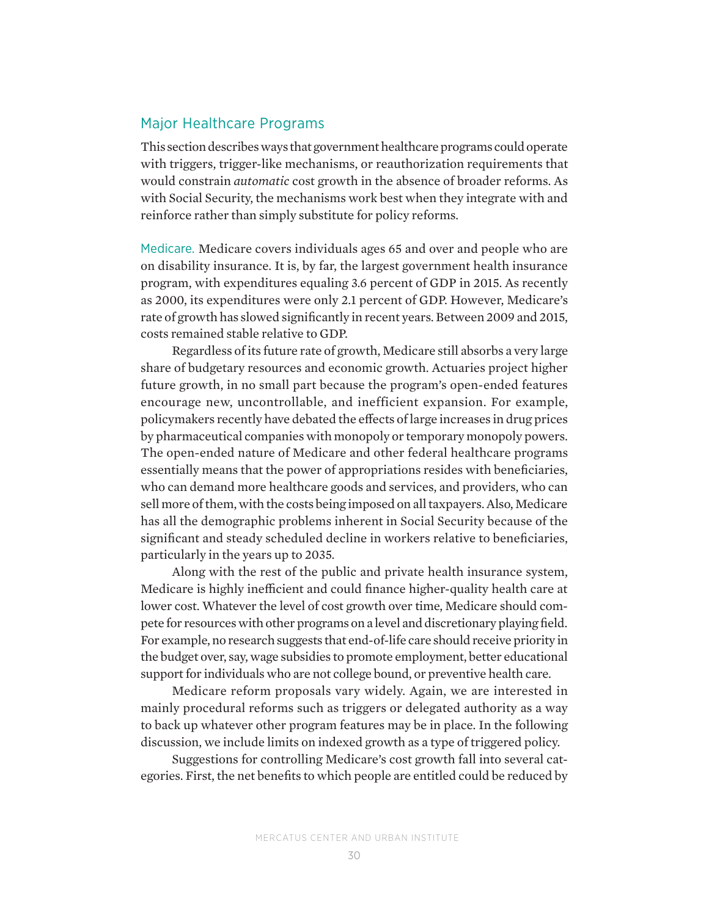## Major Healthcare Programs

This section describes ways that government healthcare programs could operate with triggers, trigger-like mechanisms, or reauthorization requirements that would constrain *automatic* cost growth in the absence of broader reforms. As with Social Security, the mechanisms work best when they integrate with and reinforce rather than simply substitute for policy reforms.

Medicare. Medicare covers individuals ages 65 and over and people who are on disability insurance. It is, by far, the largest government health insurance program, with expenditures equaling 3.6 percent of GDP in 2015. As recently as 2000, its expenditures were only 2.1 percent of GDP. However, Medicare's rate of growth has slowed significantly in recent years. Between 2009 and 2015, costs remained stable relative to GDP.

Regardless of its future rate of growth, Medicare still absorbs a very large share of budgetary resources and economic growth. Actuaries project higher future growth, in no small part because the program's open-ended features encourage new, uncontrollable, and inefficient expansion. For example, policymakers recently have debated the effects of large increases in drug prices by pharmaceutical companies with monopoly or temporary monopoly powers. The open-ended nature of Medicare and other federal healthcare programs essentially means that the power of appropriations resides with beneficiaries, who can demand more healthcare goods and services, and providers, who can sell more of them, with the costs being imposed on all taxpayers. Also, Medicare has all the demographic problems inherent in Social Security because of the significant and steady scheduled decline in workers relative to beneficiaries, particularly in the years up to 2035.

Along with the rest of the public and private health insurance system, Medicare is highly inefficient and could finance higher-quality health care at lower cost. Whatever the level of cost growth over time, Medicare should compete for resources with other programs on a level and discretionary playing field. For example, no research suggests that end-of-life care should receive priority in the budget over, say, wage subsidies to promote employment, better educational support for individuals who are not college bound, or preventive health care.

Medicare reform proposals vary widely. Again, we are interested in mainly procedural reforms such as triggers or delegated authority as a way to back up whatever other program features may be in place. In the following discussion, we include limits on indexed growth as a type of triggered policy.

Suggestions for controlling Medicare's cost growth fall into several categories. First, the net benefits to which people are entitled could be reduced by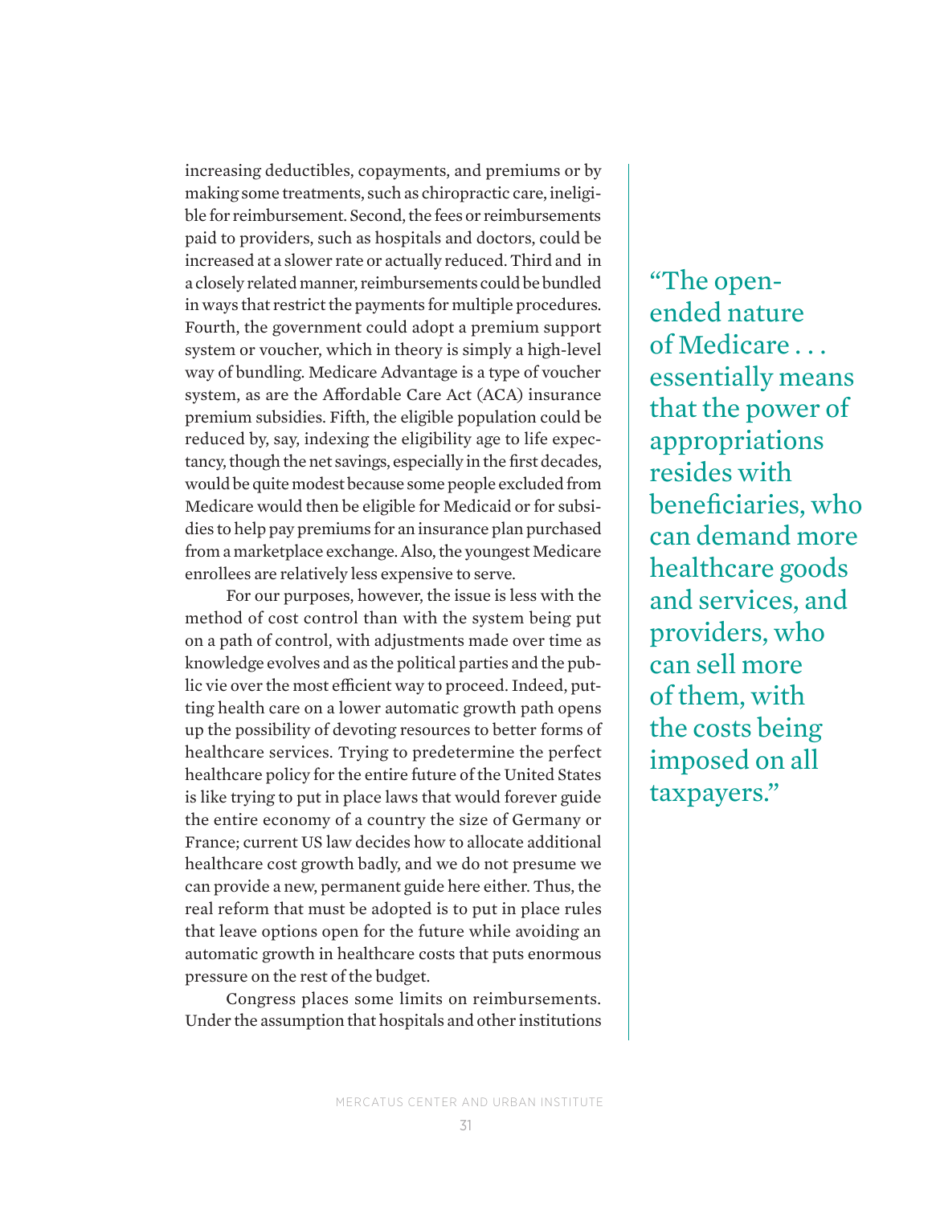increasing deductibles, copayments, and premiums or by making some treatments, such as chiropractic care, ineligible for reimbursement. Second, the fees or reimbursements paid to providers, such as hospitals and doctors, could be increased at a slower rate or actually reduced. Third and in a closely related manner, reimbursements could be bundled in ways that restrict the payments for multiple procedures. Fourth, the government could adopt a premium support system or voucher, which in theory is simply a high-level way of bundling. Medicare Advantage is a type of voucher system, as are the Affordable Care Act (ACA) insurance premium subsidies. Fifth, the eligible population could be reduced by, say, indexing the eligibility age to life expectancy, though the net savings, especially in the first decades, would be quite modest because some people excluded from Medicare would then be eligible for Medicaid or for subsidies to help pay premiums for an insurance plan purchased from a marketplace exchange. Also, the youngest Medicare enrollees are relatively less expensive to serve.

For our purposes, however, the issue is less with the method of cost control than with the system being put on a path of control, with adjustments made over time as knowledge evolves and as the political parties and the public vie over the most efficient way to proceed. Indeed, putting health care on a lower automatic growth path opens up the possibility of devoting resources to better forms of healthcare services. Trying to predetermine the perfect healthcare policy for the entire future of the United States is like trying to put in place laws that would forever guide the entire economy of a country the size of Germany or France; current US law decides how to allocate additional healthcare cost growth badly, and we do not presume we can provide a new, permanent guide here either. Thus, the real reform that must be adopted is to put in place rules that leave options open for the future while avoiding an automatic growth in healthcare costs that puts enormous pressure on the rest of the budget.

Congress places some limits on reimbursements. Under the assumption that hospitals and other institutions

> "The open-ended nature of Medicare . . . essentially means that the power of appropriations resides with beneficiaries, who can demand more healthcare goods and services, and providers, who can sell more of them, with the costs being imposed on all taxpayers."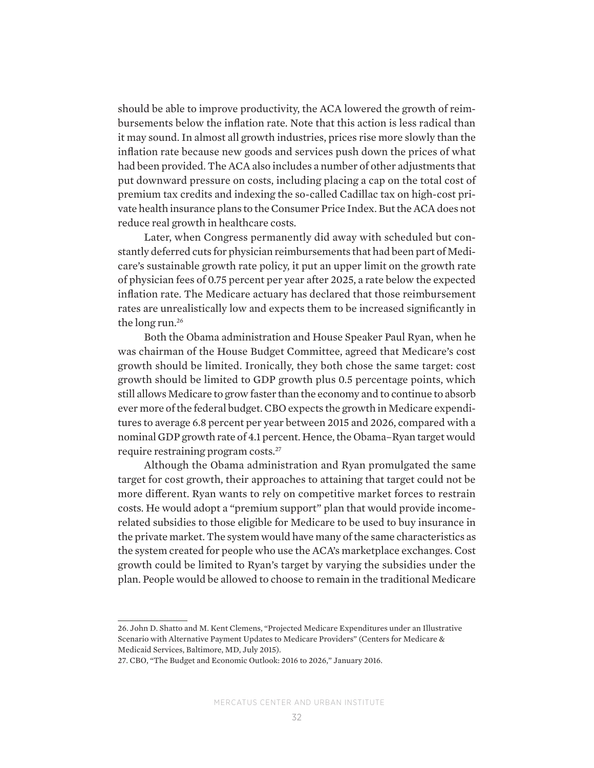should be able to improve productivity, the ACA lowered the growth of reimbursements below the inflation rate. Note that this action is less radical than it may sound. In almost all growth industries, prices rise more slowly than the inflation rate because new goods and services push down the prices of what had been provided. The ACA also includes a number of other adjustments that put downward pressure on costs, including placing a cap on the total cost of premium tax credits and indexing the so-called Cadillac tax on high-cost private health insurance plans to the Consumer Price Index. But the ACA does not reduce real growth in healthcare costs.

Later, when Congress permanently did away with scheduled but constantly deferred cuts for physician reimbursements that had been part of Medicare's sustainable growth rate policy, it put an upper limit on the growth rate of physician fees of 0.75 percent per year after 2025, a rate below the expected inflation rate. The Medicare actuary has declared that those reimbursement rates are unrealistically low and expects them to be increased significantly in the long run.[26]

Both the Obama administration and House Speaker Paul Ryan, when he was chairman of the House Budget Committee, agreed that Medicare's cost growth should be limited. Ironically, they both chose the same target: cost growth should be limited to GDP growth plus 0.5 percentage points, which still allows Medicare to grow faster than the economy and to continue to absorb ever more of the federal budget. CBO expects the growth in Medicare expenditures to average 6.8 percent per year between 2015 and 2026, compared with a nominal GDP growth rate of 4.1 percent. Hence, the Obama–Ryan target would require restraining program costs.[27]

Although the Obama administration and Ryan promulgated the same target for cost growth, their approaches to attaining that target could not be more different. Ryan wants to rely on competitive market forces to restrain costs. He would adopt a "premium support" plan that would provide income-related subsidies to those eligible for Medicare to be used to buy insurance in the private market. The system would have many of the same characteristics as the system created for people who use the ACA's marketplace exchanges. Cost growth could be limited to Ryan's target by varying the subsidies under the plan. People would be allowed to choose to remain in the traditional Medicare

26. John D. Shatto and M. Kent Clemens, "Projected Medicare Expenditures under an Illustrative Scenario with Alternative Payment Updates to Medicare Providers" (Centers for Medicare & Medicaid Services, Baltimore, MD, July 2015).

27. CBO, "The Budget and Economic Outlook: 2016 to 2026," January 2016.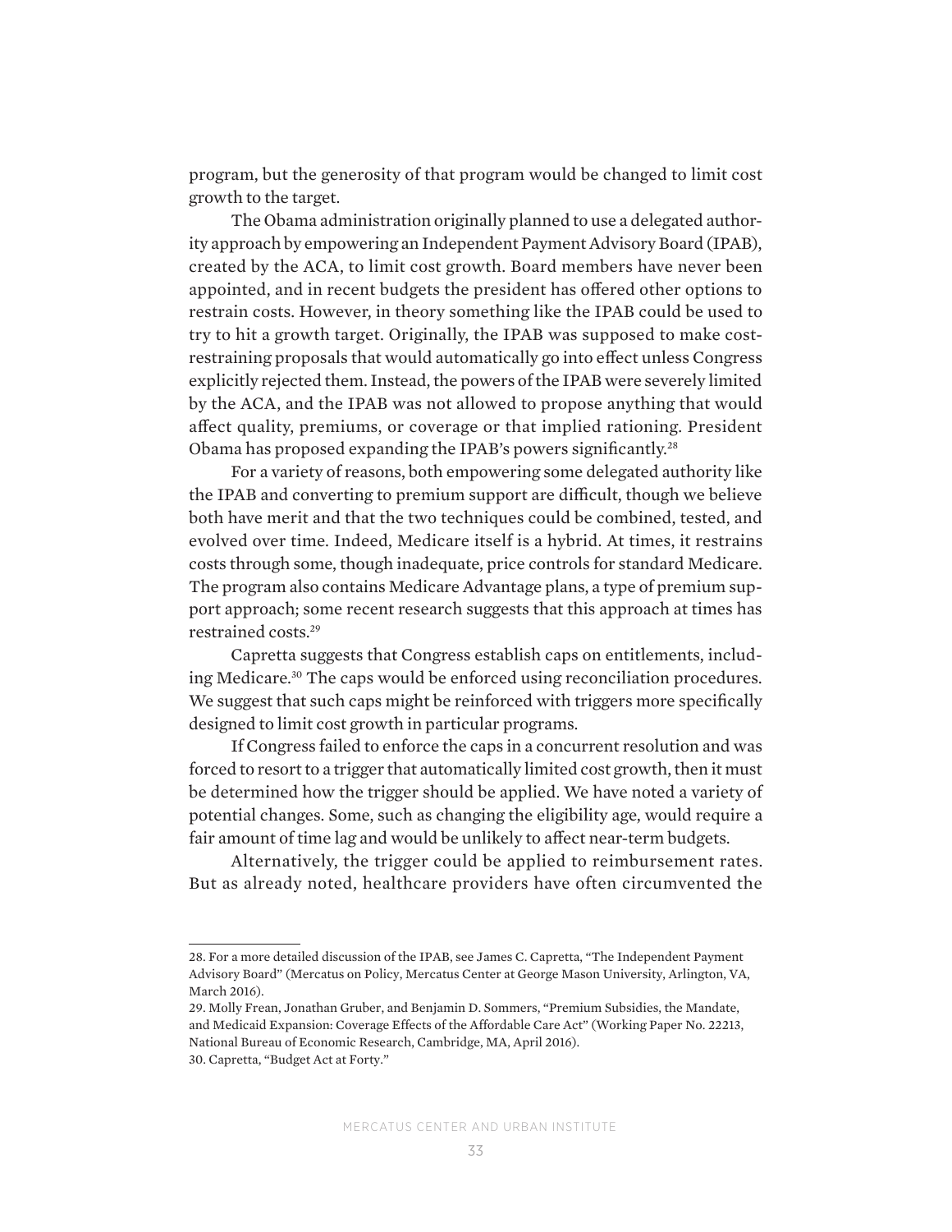program, but the generosity of that program would be changed to limit cost growth to the target.

The Obama administration originally planned to use a delegated authority approach by empowering an Independent Payment Advisory Board (IPAB), created by the ACA, to limit cost growth. Board members have never been appointed, and in recent budgets the president has offered other options to restrain costs. However, in theory something like the IPAB could be used to try to hit a growth target. Originally, the IPAB was supposed to make cost-restraining proposals that would automatically go into effect unless Congress explicitly rejected them. Instead, the powers of the IPAB were severely limited by the ACA, and the IPAB was not allowed to propose anything that would affect quality, premiums, or coverage or that implied rationing. President Obama has proposed expanding the IPAB's powers significantly.[28]

For a variety of reasons, both empowering some delegated authority like the IPAB and converting to premium support are difficult, though we believe both have merit and that the two techniques could be combined, tested, and evolved over time. Indeed, Medicare itself is a hybrid. At times, it restrains costs through some, though inadequate, price controls for standard Medicare. The program also contains Medicare Advantage plans, a type of premium support approach; some recent research suggests that this approach at times has restrained costs.[29]

Capretta suggests that Congress establish caps on entitlements, including Medicare.[30] The caps would be enforced using reconciliation procedures. We suggest that such caps might be reinforced with triggers more specifically designed to limit cost growth in particular programs.

If Congress failed to enforce the caps in a concurrent resolution and was forced to resort to a trigger that automatically limited cost growth, then it must be determined how the trigger should be applied. We have noted a variety of potential changes. Some, such as changing the eligibility age, would require a fair amount of time lag and would be unlikely to affect near-term budgets.

Alternatively, the trigger could be applied to reimbursement rates. But as already noted, healthcare providers have often circumvented the

---

28. For a more detailed discussion of the IPAB, see James C. Capretta, "The Independent Payment Advisory Board" (Mercatus on Policy, Mercatus Center at George Mason University, Arlington, VA, March 2016).

29. Molly Frean, Jonathan Gruber, and Benjamin D. Sommers, "Premium Subsidies, the Mandate, and Medicaid Expansion: Coverage Effects of the Affordable Care Act" (Working Paper No. 22213, National Bureau of Economic Research, Cambridge, MA, April 2016).

30. Capretta, "Budget Act at Forty."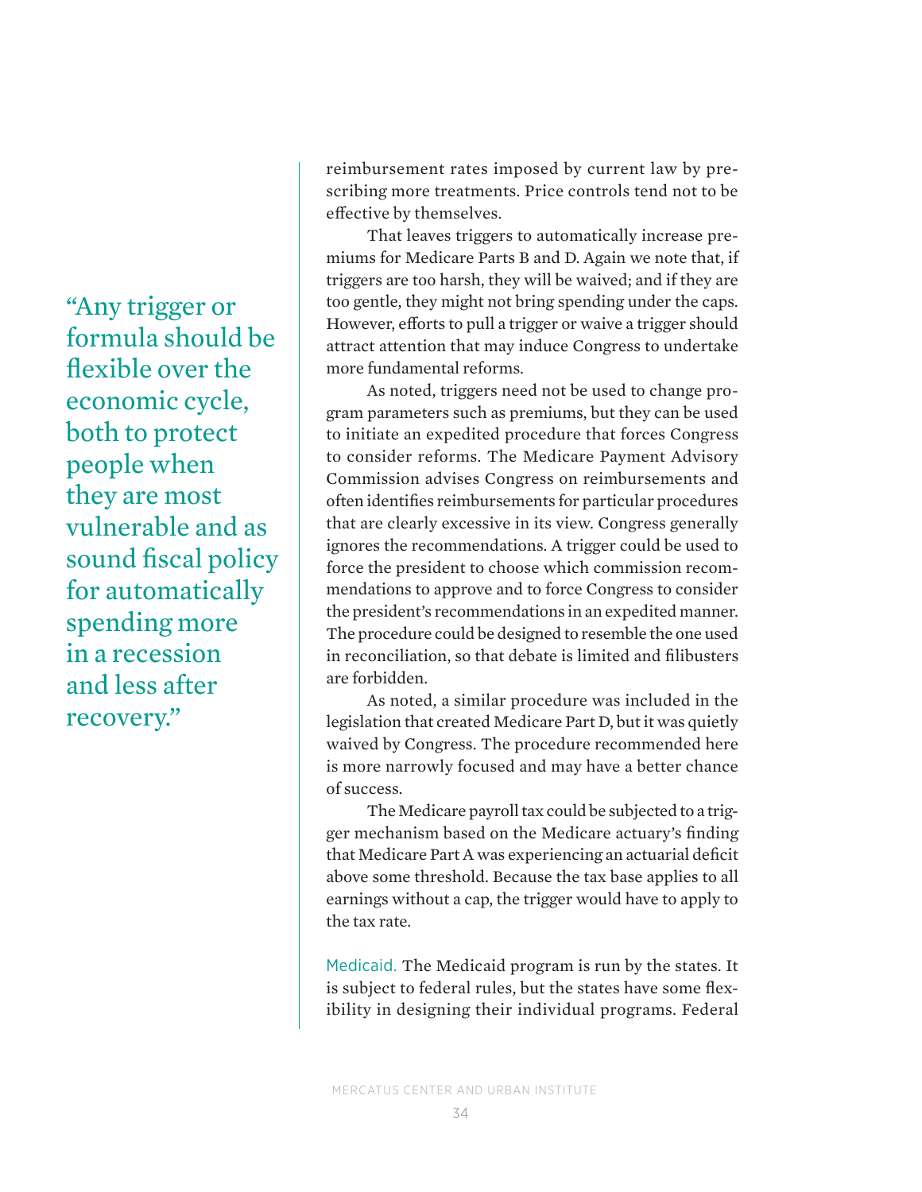> "Any trigger or formula should be flexible over the economic cycle, both to protect people when they are most vulnerable and as sound fiscal policy for automatically spending more in a recession and less after recovery."

reimbursement rates imposed by current law by prescribing more treatments. Price controls tend not to be effective by themselves.

That leaves triggers to automatically increase premiums for Medicare Parts B and D. Again we note that, if triggers are too harsh, they will be waived; and if they are too gentle, they might not bring spending under the caps. However, efforts to pull a trigger or waive a trigger should attract attention that may induce Congress to undertake more fundamental reforms.

As noted, triggers need not be used to change program parameters such as premiums, but they can be used to initiate an expedited procedure that forces Congress to consider reforms. The Medicare Payment Advisory Commission advises Congress on reimbursements and often identifies reimbursements for particular procedures that are clearly excessive in its view. Congress generally ignores the recommendations. A trigger could be used to force the president to choose which commission recommendations to approve and to force Congress to consider the president's recommendations in an expedited manner. The procedure could be designed to resemble the one used in reconciliation, so that debate is limited and filibusters are forbidden.

As noted, a similar procedure was included in the legislation that created Medicare Part D, but it was quietly waived by Congress. The procedure recommended here is more narrowly focused and may have a better chance of success.

The Medicare payroll tax could be subjected to a trigger mechanism based on the Medicare actuary's finding that Medicare Part A was experiencing an actuarial deficit above some threshold. Because the tax base applies to all earnings without a cap, the trigger would have to apply to the tax rate.

Medicaid. The Medicaid program is run by the states. It is subject to federal rules, but the states have some flexibility in designing their individual programs. Federal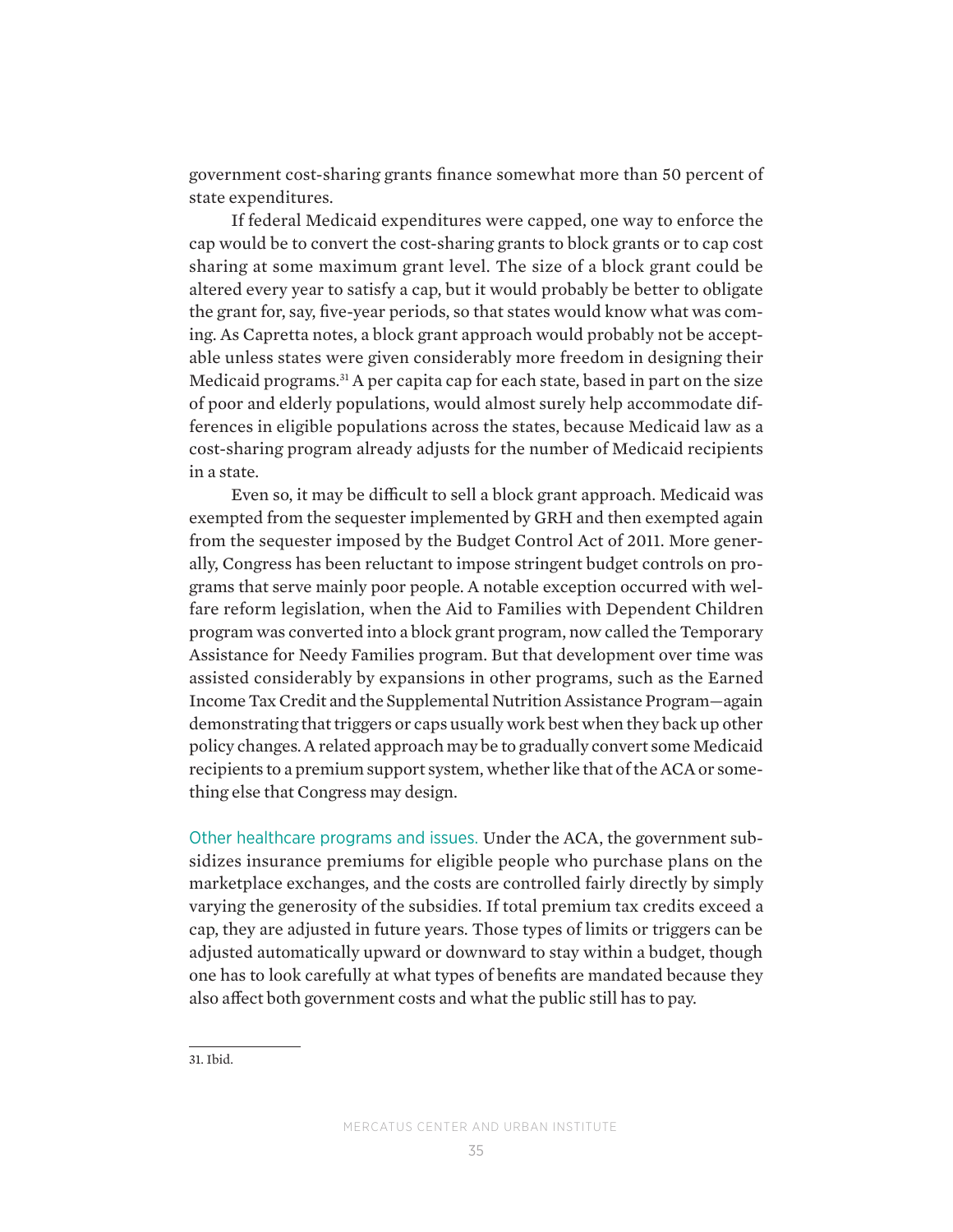government cost-sharing grants finance somewhat more than 50 percent of state expenditures.

If federal Medicaid expenditures were capped, one way to enforce the cap would be to convert the cost-sharing grants to block grants or to cap cost sharing at some maximum grant level. The size of a block grant could be altered every year to satisfy a cap, but it would probably be better to obligate the grant for, say, five-year periods, so that states would know what was coming. As Capretta notes, a block grant approach would probably not be acceptable unless states were given considerably more freedom in designing their Medicaid programs.[31] A per capita cap for each state, based in part on the size of poor and elderly populations, would almost surely help accommodate differences in eligible populations across the states, because Medicaid law as a cost-sharing program already adjusts for the number of Medicaid recipients in a state.

Even so, it may be difficult to sell a block grant approach. Medicaid was exempted from the sequester implemented by GRH and then exempted again from the sequester imposed by the Budget Control Act of 2011. More generally, Congress has been reluctant to impose stringent budget controls on programs that serve mainly poor people. A notable exception occurred with welfare reform legislation, when the Aid to Families with Dependent Children program was converted into a block grant program, now called the Temporary Assistance for Needy Families program. But that development over time was assisted considerably by expansions in other programs, such as the Earned Income Tax Credit and the Supplemental Nutrition Assistance Program—again demonstrating that triggers or caps usually work best when they back up other policy changes. A related approach may be to gradually convert some Medicaid recipients to a premium support system, whether like that of the ACA or something else that Congress may design.

Other healthcare programs and issues. Under the ACA, the government subsidizes insurance premiums for eligible people who purchase plans on the marketplace exchanges, and the costs are controlled fairly directly by simply varying the generosity of the subsidies. If total premium tax credits exceed a cap, they are adjusted in future years. Those types of limits or triggers can be adjusted automatically upward or downward to stay within a budget, though one has to look carefully at what types of benefits are mandated because they also affect both government costs and what the public still has to pay.

31. Ibid.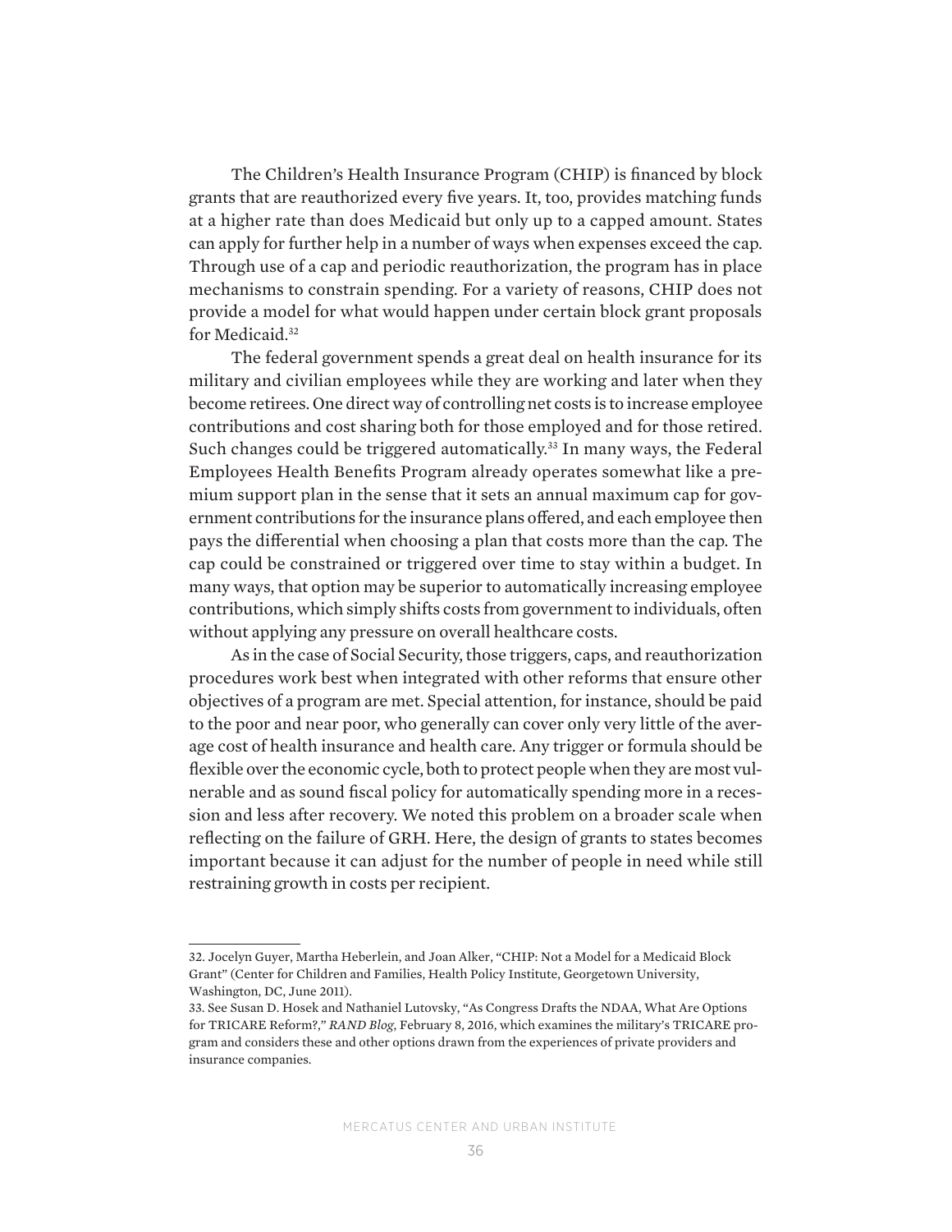The Children's Health Insurance Program (CHIP) is financed by block grants that are reauthorized every five years. It, too, provides matching funds at a higher rate than does Medicaid but only up to a capped amount. States can apply for further help in a number of ways when expenses exceed the cap. Through use of a cap and periodic reauthorization, the program has in place mechanisms to constrain spending. For a variety of reasons, CHIP does not provide a model for what would happen under certain block grant proposals for Medicaid.[32]

The federal government spends a great deal on health insurance for its military and civilian employees while they are working and later when they become retirees. One direct way of controlling net costs is to increase employee contributions and cost sharing both for those employed and for those retired. Such changes could be triggered automatically.[33] In many ways, the Federal Employees Health Benefits Program already operates somewhat like a premium support plan in the sense that it sets an annual maximum cap for government contributions for the insurance plans offered, and each employee then pays the differential when choosing a plan that costs more than the cap. The cap could be constrained or triggered over time to stay within a budget. In many ways, that option may be superior to automatically increasing employee contributions, which simply shifts costs from government to individuals, often without applying any pressure on overall healthcare costs.

As in the case of Social Security, those triggers, caps, and reauthorization procedures work best when integrated with other reforms that ensure other objectives of a program are met. Special attention, for instance, should be paid to the poor and near poor, who generally can cover only very little of the average cost of health insurance and health care. Any trigger or formula should be flexible over the economic cycle, both to protect people when they are most vulnerable and as sound fiscal policy for automatically spending more in a recession and less after recovery. We noted this problem on a broader scale when reflecting on the failure of GRH. Here, the design of grants to states becomes important because it can adjust for the number of people in need while still restraining growth in costs per recipient.

---

32. Jocelyn Guyer, Martha Heberlein, and Joan Alker, "CHIP: Not a Model for a Medicaid Block Grant" (Center for Children and Families, Health Policy Institute, Georgetown University, Washington, DC, June 2011).

33. See Susan D. Hosek and Nathaniel Lutovsky, "As Congress Drafts the NDAA, What Are Options for TRICARE Reform?," *RAND Blog*, February 8, 2016, which examines the military's TRICARE program and considers these and other options drawn from the experiences of private providers and insurance companies.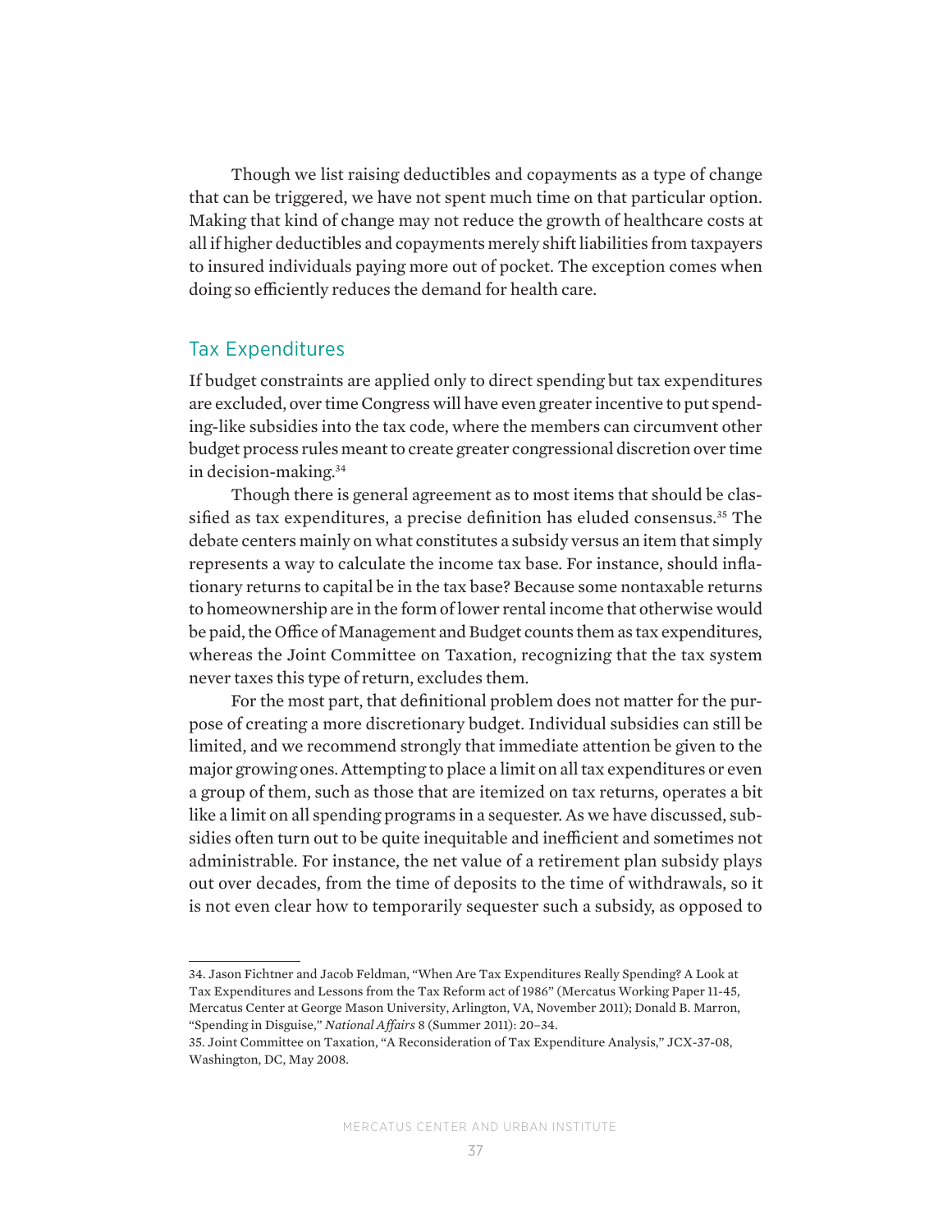Though we list raising deductibles and copayments as a type of change that can be triggered, we have not spent much time on that particular option. Making that kind of change may not reduce the growth of healthcare costs at all if higher deductibles and copayments merely shift liabilities from taxpayers to insured individuals paying more out of pocket. The exception comes when doing so efficiently reduces the demand for health care.

## Tax Expenditures

If budget constraints are applied only to direct spending but tax expenditures are excluded, over time Congress will have even greater incentive to put spending-like subsidies into the tax code, where the members can circumvent other budget process rules meant to create greater congressional discretion over time in decision-making.[34]

Though there is general agreement as to most items that should be classified as tax expenditures, a precise definition has eluded consensus.[35] The debate centers mainly on what constitutes a subsidy versus an item that simply represents a way to calculate the income tax base. For instance, should inflationary returns to capital be in the tax base? Because some nontaxable returns to homeownership are in the form of lower rental income that otherwise would be paid, the Office of Management and Budget counts them as tax expenditures, whereas the Joint Committee on Taxation, recognizing that the tax system never taxes this type of return, excludes them.

For the most part, that definitional problem does not matter for the purpose of creating a more discretionary budget. Individual subsidies can still be limited, and we recommend strongly that immediate attention be given to the major growing ones. Attempting to place a limit on all tax expenditures or even a group of them, such as those that are itemized on tax returns, operates a bit like a limit on all spending programs in a sequester. As we have discussed, subsidies often turn out to be quite inequitable and inefficient and sometimes not administrable. For instance, the net value of a retirement plan subsidy plays out over decades, from the time of deposits to the time of withdrawals, so it is not even clear how to temporarily sequester such a subsidy, as opposed to

---

34. Jason Fichtner and Jacob Feldman, "When Are Tax Expenditures Really Spending? A Look at Tax Expenditures and Lessons from the Tax Reform act of 1986" (Mercatus Working Paper 11-45, Mercatus Center at George Mason University, Arlington, VA, November 2011); Donald B. Marron, "Spending in Disguise," *National Affairs* 8 (Summer 2011): 20–34.

35. Joint Committee on Taxation, "A Reconsideration of Tax Expenditure Analysis," JCX-37-08, Washington, DC, May 2008.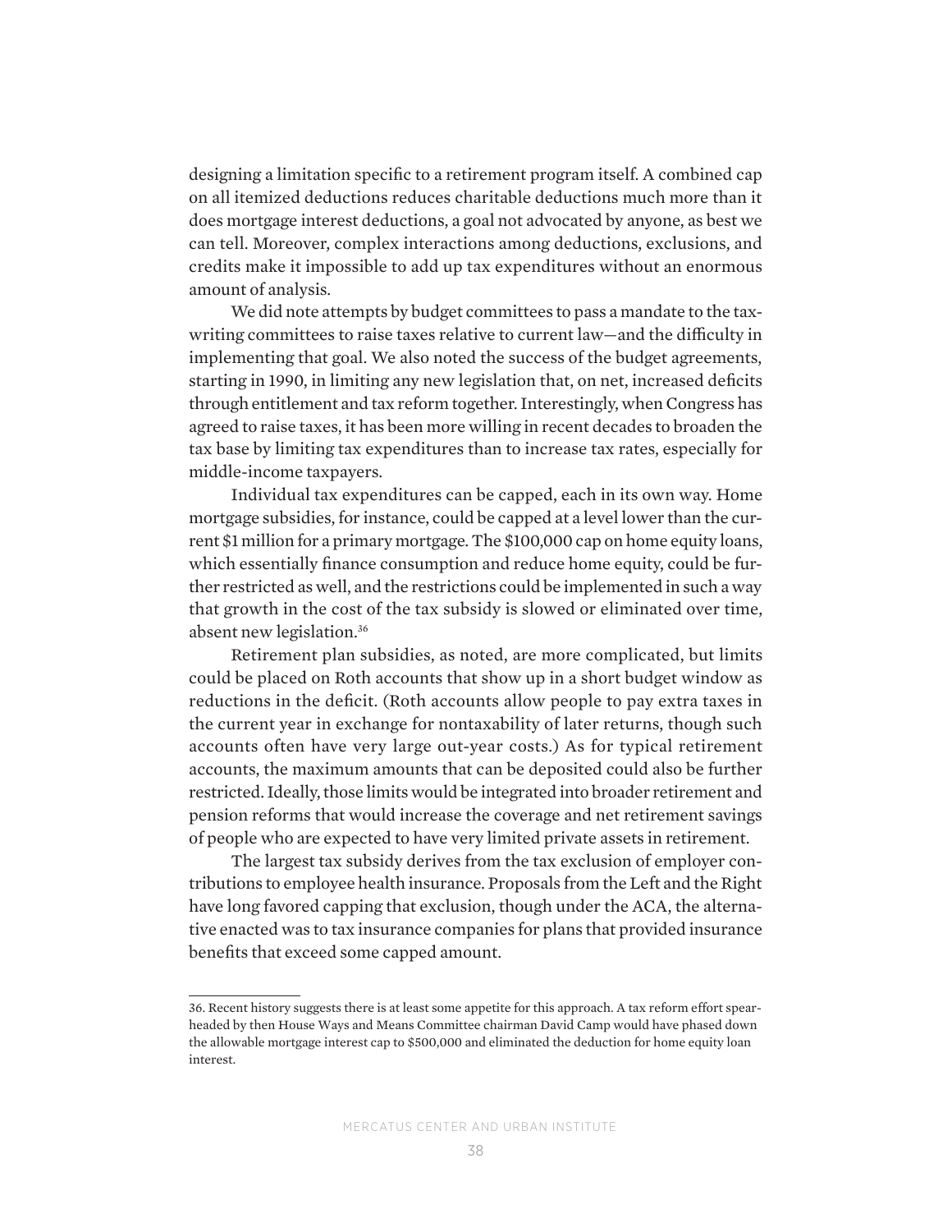designing a limitation specific to a retirement program itself. A combined cap on all itemized deductions reduces charitable deductions much more than it does mortgage interest deductions, a goal not advocated by anyone, as best we can tell. Moreover, complex interactions among deductions, exclusions, and credits make it impossible to add up tax expenditures without an enormous amount of analysis.

We did note attempts by budget committees to pass a mandate to the tax-writing committees to raise taxes relative to current law—and the difficulty in implementing that goal. We also noted the success of the budget agreements, starting in 1990, in limiting any new legislation that, on net, increased deficits through entitlement and tax reform together. Interestingly, when Congress has agreed to raise taxes, it has been more willing in recent decades to broaden the tax base by limiting tax expenditures than to increase tax rates, especially for middle-income taxpayers.

Individual tax expenditures can be capped, each in its own way. Home mortgage subsidies, for instance, could be capped at a level lower than the current $1 million for a primary mortgage. The $100,000 cap on home equity loans, which essentially finance consumption and reduce home equity, could be further restricted as well, and the restrictions could be implemented in such a way that growth in the cost of the tax subsidy is slowed or eliminated over time, absent new legislation.[36]

Retirement plan subsidies, as noted, are more complicated, but limits could be placed on Roth accounts that show up in a short budget window as reductions in the deficit. (Roth accounts allow people to pay extra taxes in the current year in exchange for nontaxability of later returns, though such accounts often have very large out-year costs.) As for typical retirement accounts, the maximum amounts that can be deposited could also be further restricted. Ideally, those limits would be integrated into broader retirement and pension reforms that would increase the coverage and net retirement savings of people who are expected to have very limited private assets in retirement.

The largest tax subsidy derives from the tax exclusion of employer contributions to employee health insurance. Proposals from the Left and the Right have long favored capping that exclusion, though under the ACA, the alternative enacted was to tax insurance companies for plans that provided insurance benefits that exceed some capped amount.

---

36. Recent history suggests there is at least some appetite for this approach. A tax reform effort spearheaded by then House Ways and Means Committee chairman David Camp would have phased down the allowable mortgage interest cap to $500,000 and eliminated the deduction for home equity loan interest.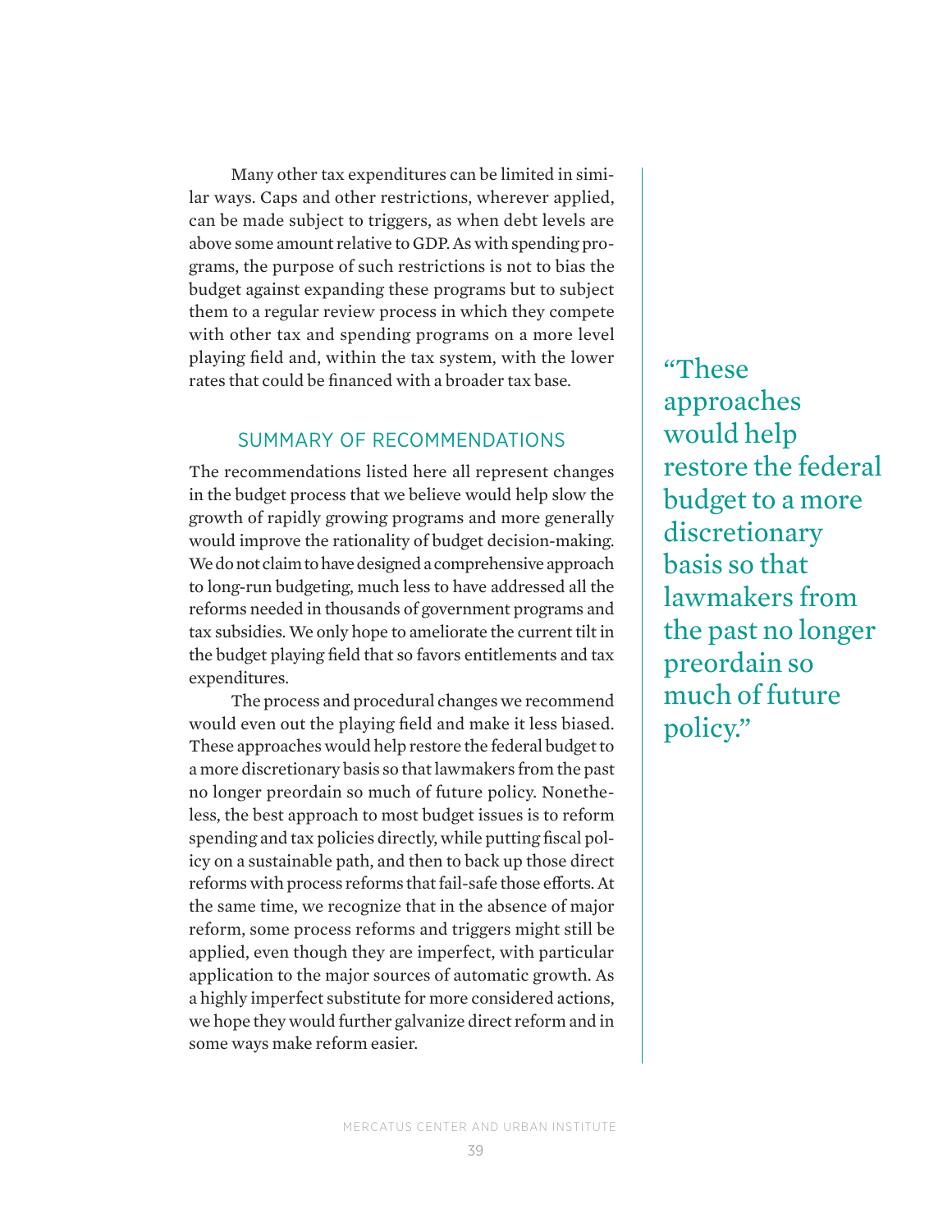Many other tax expenditures can be limited in similar ways. Caps and other restrictions, wherever applied, can be made subject to triggers, as when debt levels are above some amount relative to GDP. As with spending programs, the purpose of such restrictions is not to bias the budget against expanding these programs but to subject them to a regular review process in which they compete with other tax and spending programs on a more level playing field and, within the tax system, with the lower rates that could be financed with a broader tax base.

## SUMMARY OF RECOMMENDATIONS

The recommendations listed here all represent changes in the budget process that we believe would help slow the growth of rapidly growing programs and more generally would improve the rationality of budget decision-making. We do not claim to have designed a comprehensive approach to long-run budgeting, much less to have addressed all the reforms needed in thousands of government programs and tax subsidies. We only hope to ameliorate the current tilt in the budget playing field that so favors entitlements and tax expenditures.

The process and procedural changes we recommend would even out the playing field and make it less biased. These approaches would help restore the federal budget to a more discretionary basis so that lawmakers from the past no longer preordain so much of future policy. Nonetheless, the best approach to most budget issues is to reform spending and tax policies directly, while putting fiscal policy on a sustainable path, and then to back up those direct reforms with process reforms that fail-safe those efforts. At the same time, we recognize that in the absence of major reform, some process reforms and triggers might still be applied, even though they are imperfect, with particular application to the major sources of automatic growth. As a highly imperfect substitute for more considered actions, we hope they would further galvanize direct reform and in some ways make reform easier.

> "These approaches would help restore the federal budget to a more discretionary basis so that lawmakers from the past no longer preordain so much of future policy."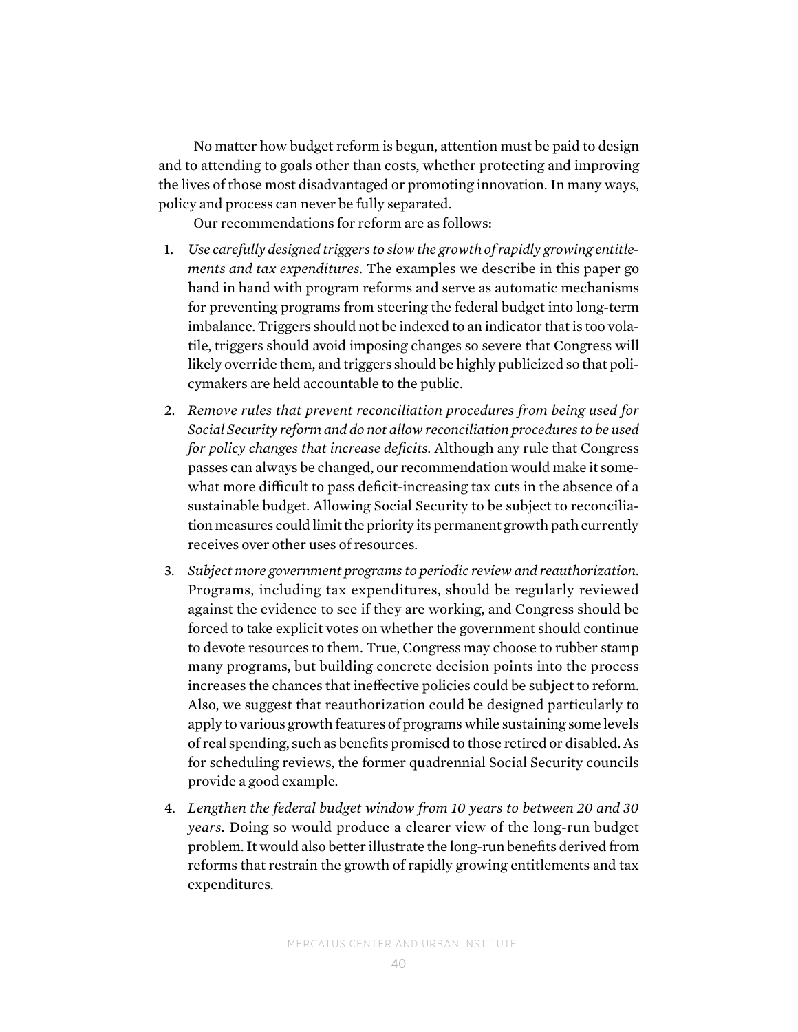No matter how budget reform is begun, attention must be paid to design and to attending to goals other than costs, whether protecting and improving the lives of those most disadvantaged or promoting innovation. In many ways, policy and process can never be fully separated.

Our recommendations for reform are as follows:

1. *Use carefully designed triggers to slow the growth of rapidly growing entitlements and tax expenditures.* The examples we describe in this paper go hand in hand with program reforms and serve as automatic mechanisms for preventing programs from steering the federal budget into long-term imbalance. Triggers should not be indexed to an indicator that is too volatile, triggers should avoid imposing changes so severe that Congress will likely override them, and triggers should be highly publicized so that policymakers are held accountable to the public.

2. *Remove rules that prevent reconciliation procedures from being used for Social Security reform and do not allow reconciliation procedures to be used for policy changes that increase deficits.* Although any rule that Congress passes can always be changed, our recommendation would make it somewhat more difficult to pass deficit-increasing tax cuts in the absence of a sustainable budget. Allowing Social Security to be subject to reconciliation measures could limit the priority its permanent growth path currently receives over other uses of resources.

3. *Subject more government programs to periodic review and reauthorization.* Programs, including tax expenditures, should be regularly reviewed against the evidence to see if they are working, and Congress should be forced to take explicit votes on whether the government should continue to devote resources to them. True, Congress may choose to rubber stamp many programs, but building concrete decision points into the process increases the chances that ineffective policies could be subject to reform. Also, we suggest that reauthorization could be designed particularly to apply to various growth features of programs while sustaining some levels of real spending, such as benefits promised to those retired or disabled. As for scheduling reviews, the former quadrennial Social Security councils provide a good example.

4. *Lengthen the federal budget window from 10 years to between 20 and 30 years*. Doing so would produce a clearer view of the long-run budget problem. It would also better illustrate the long-run benefits derived from reforms that restrain the growth of rapidly growing entitlements and tax expenditures.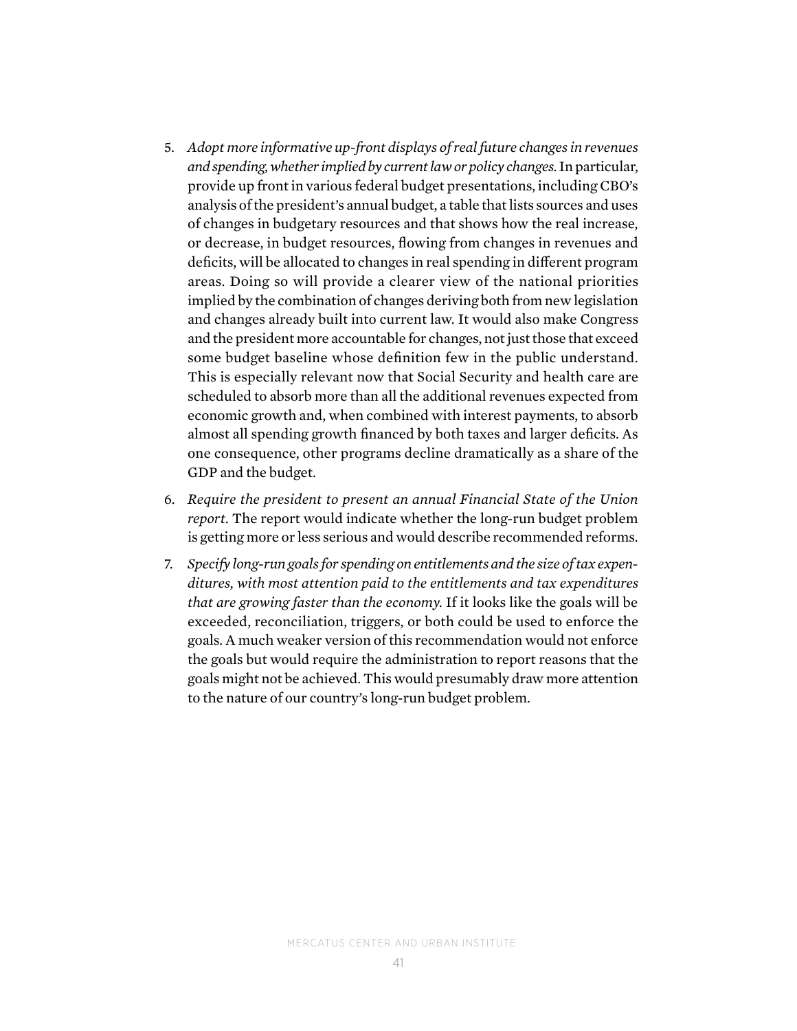5. *Adopt more informative up-front displays of real future changes in revenues and spending, whether implied by current law or policy changes.* In particular, provide up front in various federal budget presentations, including CBO's analysis of the president's annual budget, a table that lists sources and uses of changes in budgetary resources and that shows how the real increase, or decrease, in budget resources, flowing from changes in revenues and deficits, will be allocated to changes in real spending in different program areas. Doing so will provide a clearer view of the national priorities implied by the combination of changes deriving both from new legislation and changes already built into current law. It would also make Congress and the president more accountable for changes, not just those that exceed some budget baseline whose definition few in the public understand. This is especially relevant now that Social Security and health care are scheduled to absorb more than all the additional revenues expected from economic growth and, when combined with interest payments, to absorb almost all spending growth financed by both taxes and larger deficits. As one consequence, other programs decline dramatically as a share of the GDP and the budget.

6. *Require the president to present an annual Financial State of the Union report.* The report would indicate whether the long-run budget problem is getting more or less serious and would describe recommended reforms.

7. *Specify long-run goals for spending on entitlements and the size of tax expenditures, with most attention paid to the entitlements and tax expenditures that are growing faster than the economy.* If it looks like the goals will be exceeded, reconciliation, triggers, or both could be used to enforce the goals. A much weaker version of this recommendation would not enforce the goals but would require the administration to report reasons that the goals might not be achieved. This would presumably draw more attention to the nature of our country's long-run budget problem.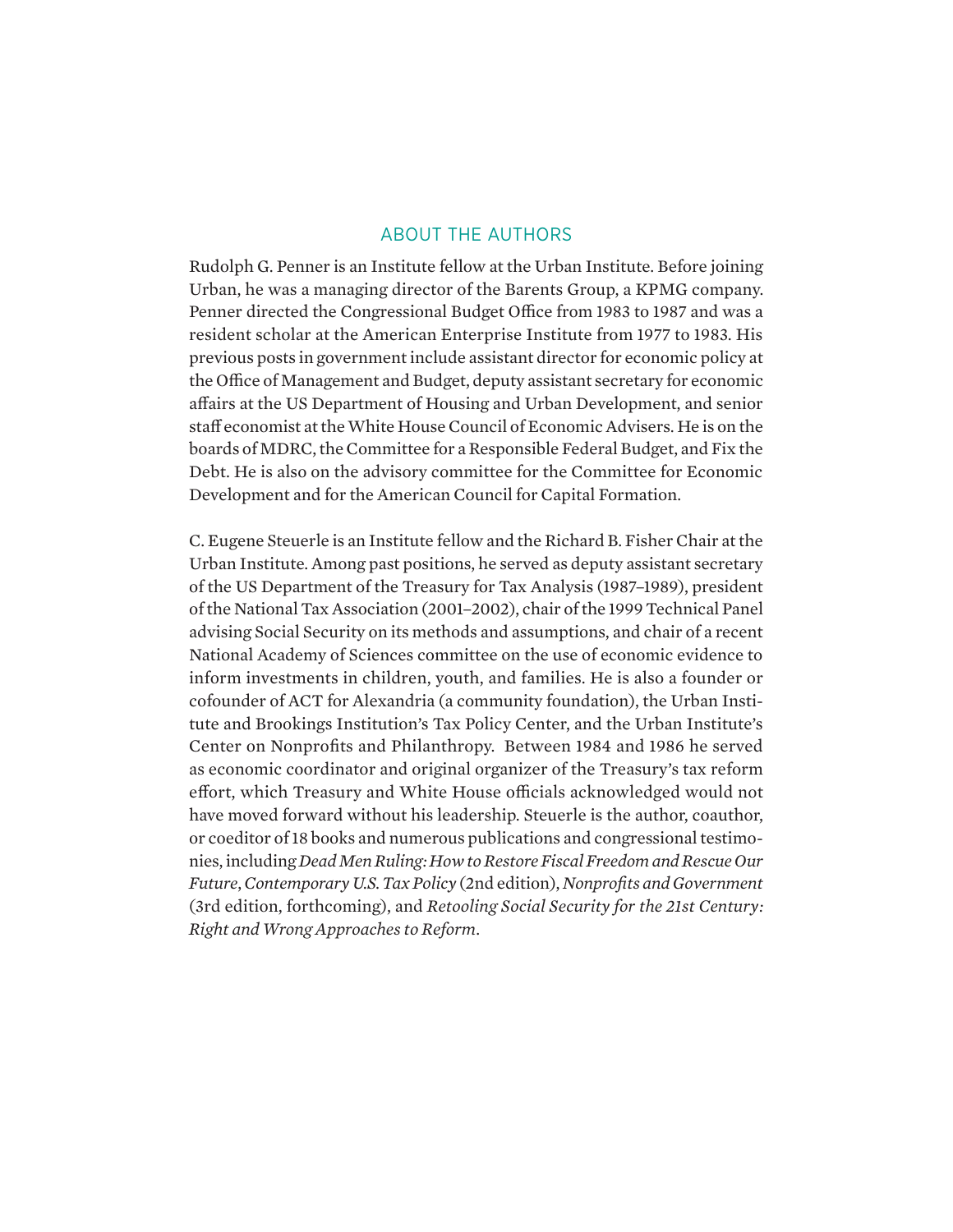## ABOUT THE AUTHORS

Rudolph G. Penner is an Institute fellow at the Urban Institute. Before joining Urban, he was a managing director of the Barents Group, a KPMG company. Penner directed the Congressional Budget Office from 1983 to 1987 and was a resident scholar at the American Enterprise Institute from 1977 to 1983. His previous posts in government include assistant director for economic policy at the Office of Management and Budget, deputy assistant secretary for economic affairs at the US Department of Housing and Urban Development, and senior staff economist at the White House Council of Economic Advisers. He is on the boards of MDRC, the Committee for a Responsible Federal Budget, and Fix the Debt. He is also on the advisory committee for the Committee for Economic Development and for the American Council for Capital Formation.

C. Eugene Steuerle is an Institute fellow and the Richard B. Fisher Chair at the Urban Institute. Among past positions, he served as deputy assistant secretary of the US Department of the Treasury for Tax Analysis (1987–1989), president of the National Tax Association (2001–2002), chair of the 1999 Technical Panel advising Social Security on its methods and assumptions, and chair of a recent National Academy of Sciences committee on the use of economic evidence to inform investments in children, youth, and families. He is also a founder or cofounder of ACT for Alexandria (a community foundation), the Urban Institute and Brookings Institution's Tax Policy Center, and the Urban Institute's Center on Nonprofits and Philanthropy. Between 1984 and 1986 he served as economic coordinator and original organizer of the Treasury's tax reform effort, which Treasury and White House officials acknowledged would not have moved forward without his leadership. Steuerle is the author, coauthor, or coeditor of 18 books and numerous publications and congressional testimonies, including *Dead Men Ruling: How to Restore Fiscal Freedom and Rescue Our Future*, *Contemporary U.S. Tax Policy* (2nd edition), *Nonprofits and Government* (3rd edition, forthcoming), and *Retooling Social Security for the 21st Century: Right and Wrong Approaches to Reform*.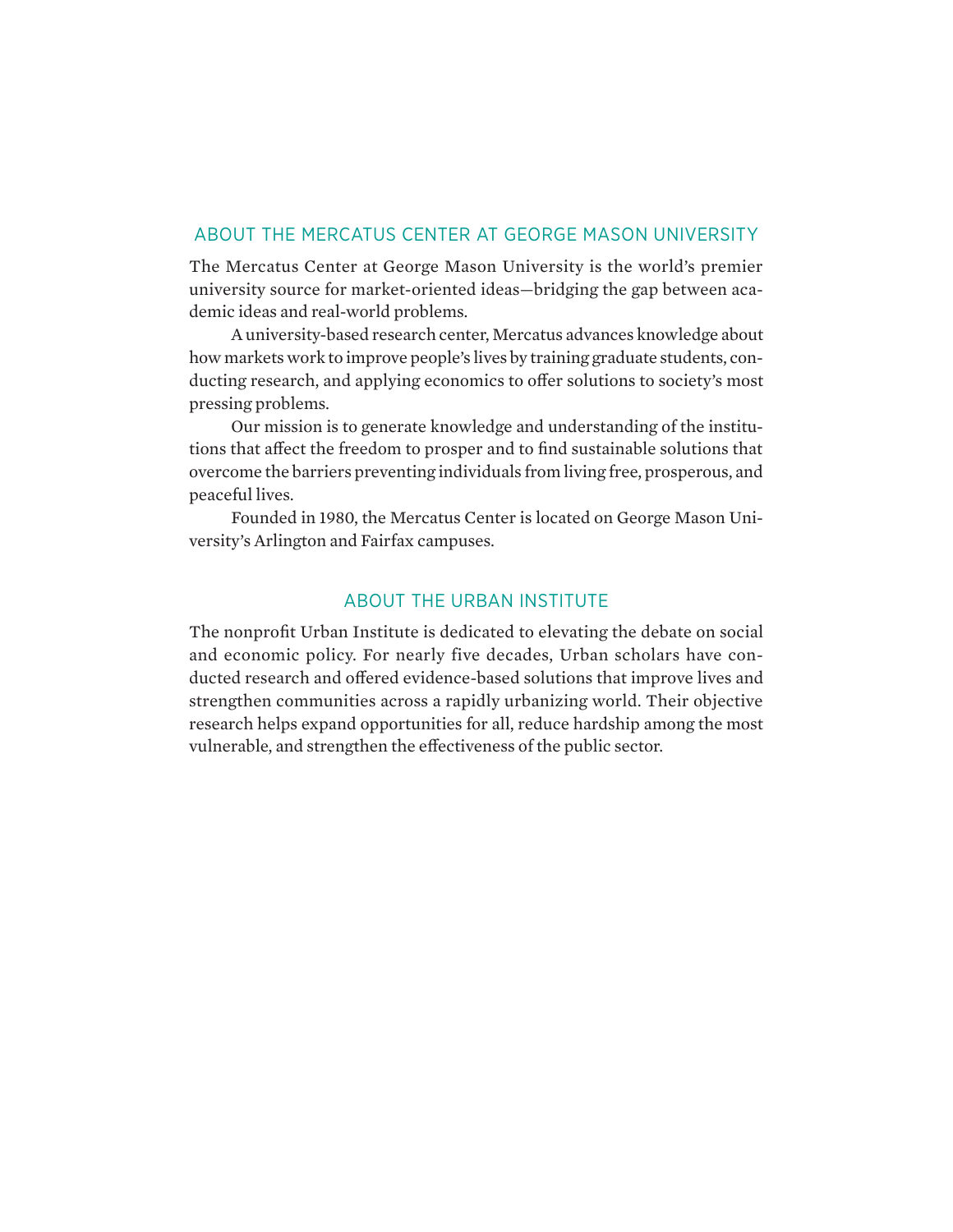## ABOUT THE MERCATUS CENTER AT GEORGE MASON UNIVERSITY

The Mercatus Center at George Mason University is the world's premier university source for market-oriented ideas—bridging the gap between academic ideas and real-world problems.

A university-based research center, Mercatus advances knowledge about how markets work to improve people's lives by training graduate students, conducting research, and applying economics to offer solutions to society's most pressing problems.

Our mission is to generate knowledge and understanding of the institutions that affect the freedom to prosper and to find sustainable solutions that overcome the barriers preventing individuals from living free, prosperous, and peaceful lives.

Founded in 1980, the Mercatus Center is located on George Mason University's Arlington and Fairfax campuses.

## ABOUT THE URBAN INSTITUTE

The nonprofit Urban Institute is dedicated to elevating the debate on social and economic policy. For nearly five decades, Urban scholars have conducted research and offered evidence-based solutions that improve lives and strengthen communities across a rapidly urbanizing world. Their objective research helps expand opportunities for all, reduce hardship among the most vulnerable, and strengthen the effectiveness of the public sector.